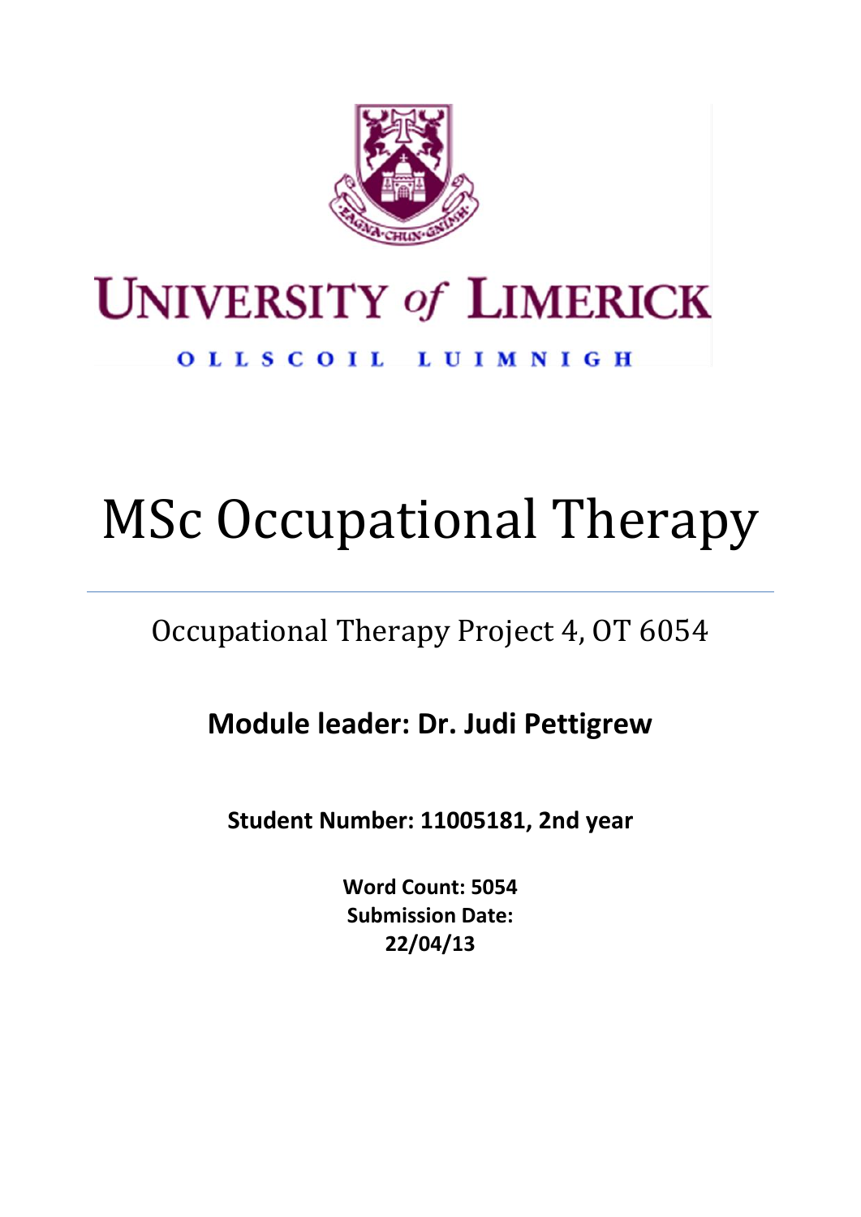UNIVERSITY of LIMERICK

OLLSCOIL LUIMNIGH

# MSc Occupational Therapy

---

## Occupational Therapy Project 4, OT 6054

**Module leader: Dr. Judi Pettigrew**

**Student Number: 11005181, 2nd year**

**Word Count: 5054**
**Submission Date:**
**22/04/13**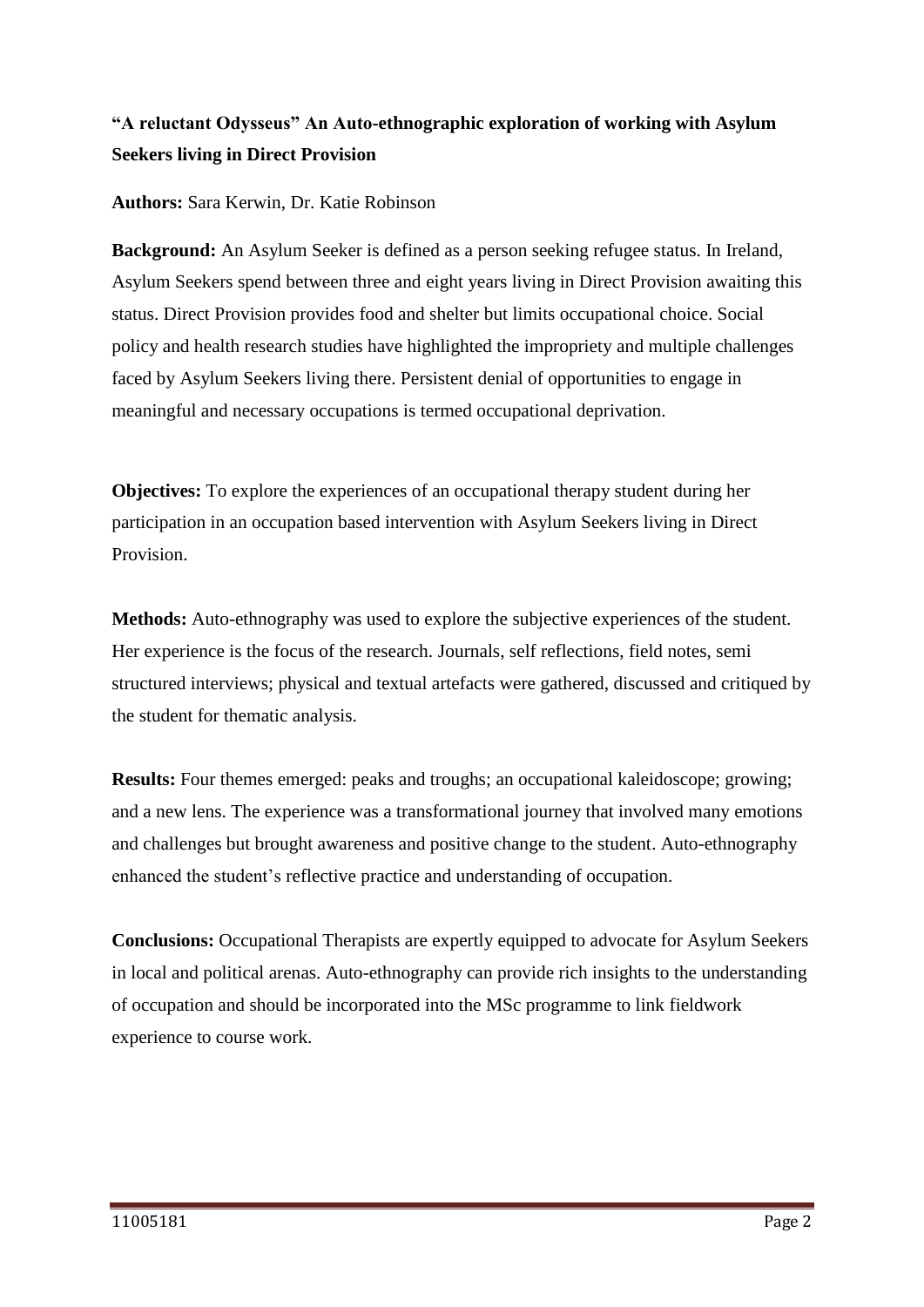**“A reluctant Odysseus” An Auto-ethnographic exploration of working with Asylum Seekers living in Direct Provision**

**Authors:** Sara Kerwin, Dr. Katie Robinson

**Background:** An Asylum Seeker is defined as a person seeking refugee status. In Ireland, Asylum Seekers spend between three and eight years living in Direct Provision awaiting this status. Direct Provision provides food and shelter but limits occupational choice. Social policy and health research studies have highlighted the impropriety and multiple challenges faced by Asylum Seekers living there. Persistent denial of opportunities to engage in meaningful and necessary occupations is termed occupational deprivation.

**Objectives:** To explore the experiences of an occupational therapy student during her participation in an occupation based intervention with Asylum Seekers living in Direct Provision.

**Methods:** Auto-ethnography was used to explore the subjective experiences of the student. Her experience is the focus of the research. Journals, self reflections, field notes, semi structured interviews; physical and textual artefacts were gathered, discussed and critiqued by the student for thematic analysis.

**Results:** Four themes emerged: peaks and troughs; an occupational kaleidoscope; growing; and a new lens. The experience was a transformational journey that involved many emotions and challenges but brought awareness and positive change to the student. Auto-ethnography enhanced the student’s reflective practice and understanding of occupation.

**Conclusions:** Occupational Therapists are expertly equipped to advocate for Asylum Seekers in local and political arenas. Auto-ethnography can provide rich insights to the understanding of occupation and should be incorporated into the MSc programme to link fieldwork experience to course work.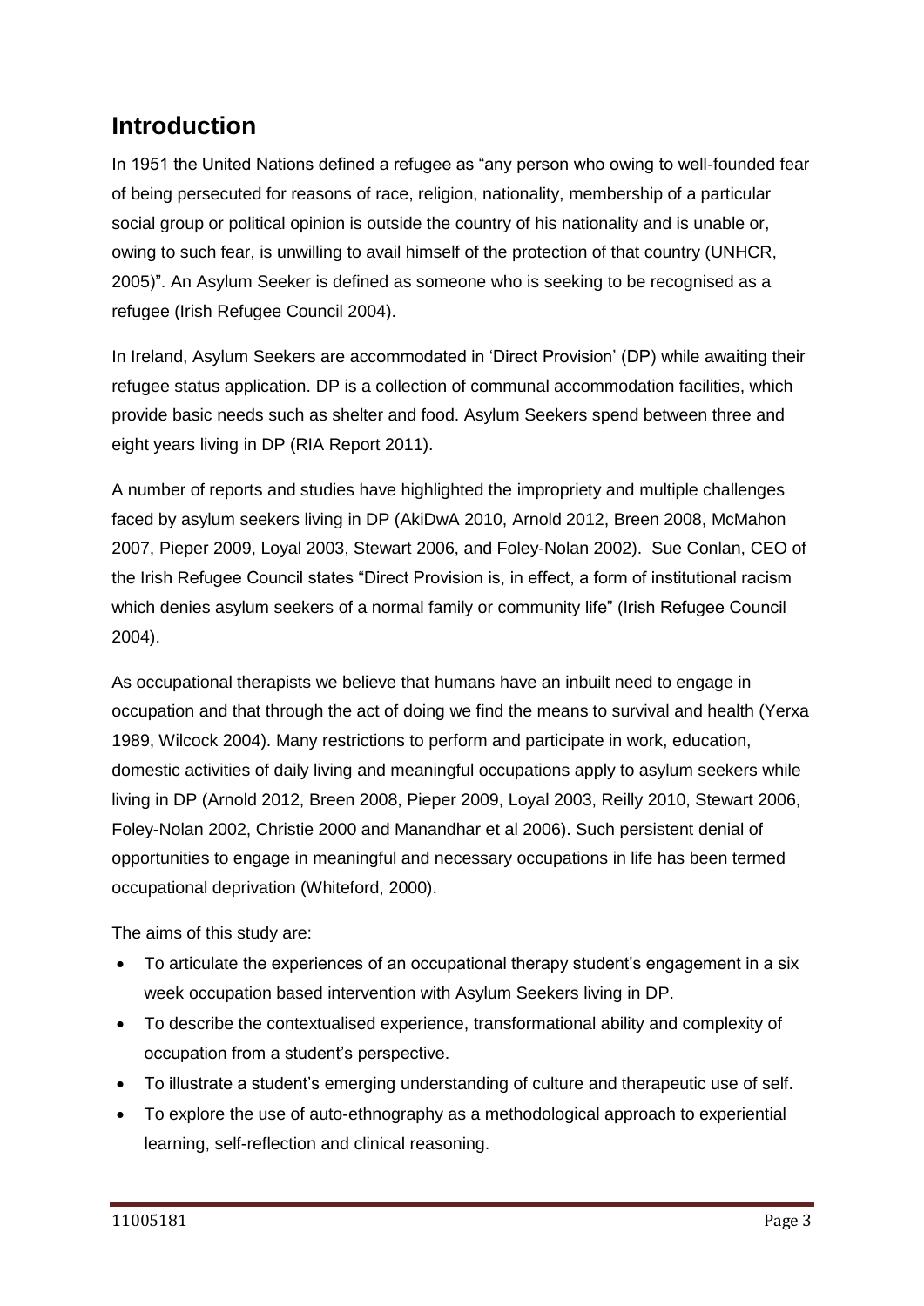## Introduction

In 1951 the United Nations defined a refugee as "any person who owing to well-founded fear of being persecuted for reasons of race, religion, nationality, membership of a particular social group or political opinion is outside the country of his nationality and is unable or, owing to such fear, is unwilling to avail himself of the protection of that country (UNHCR, 2005)". An Asylum Seeker is defined as someone who is seeking to be recognised as a refugee (Irish Refugee Council 2004).

In Ireland, Asylum Seekers are accommodated in 'Direct Provision' (DP) while awaiting their refugee status application. DP is a collection of communal accommodation facilities, which provide basic needs such as shelter and food. Asylum Seekers spend between three and eight years living in DP (RIA Report 2011).

A number of reports and studies have highlighted the impropriety and multiple challenges faced by asylum seekers living in DP (AkiDwA 2010, Arnold 2012, Breen 2008, McMahon 2007, Pieper 2009, Loyal 2003, Stewart 2006, and Foley-Nolan 2002). Sue Conlan, CEO of the Irish Refugee Council states "Direct Provision is, in effect, a form of institutional racism which denies asylum seekers of a normal family or community life" (Irish Refugee Council 2004).

As occupational therapists we believe that humans have an inbuilt need to engage in occupation and that through the act of doing we find the means to survival and health (Yerxa 1989, Wilcock 2004). Many restrictions to perform and participate in work, education, domestic activities of daily living and meaningful occupations apply to asylum seekers while living in DP (Arnold 2012, Breen 2008, Pieper 2009, Loyal 2003, Reilly 2010, Stewart 2006, Foley-Nolan 2002, Christie 2000 and Manandhar et al 2006). Such persistent denial of opportunities to engage in meaningful and necessary occupations in life has been termed occupational deprivation (Whiteford, 2000).

The aims of this study are:

- To articulate the experiences of an occupational therapy student's engagement in a six week occupation based intervention with Asylum Seekers living in DP.
- To describe the contextualised experience, transformational ability and complexity of occupation from a student's perspective.
- To illustrate a student's emerging understanding of culture and therapeutic use of self.
- To explore the use of auto-ethnography as a methodological approach to experiential learning, self-reflection and clinical reasoning.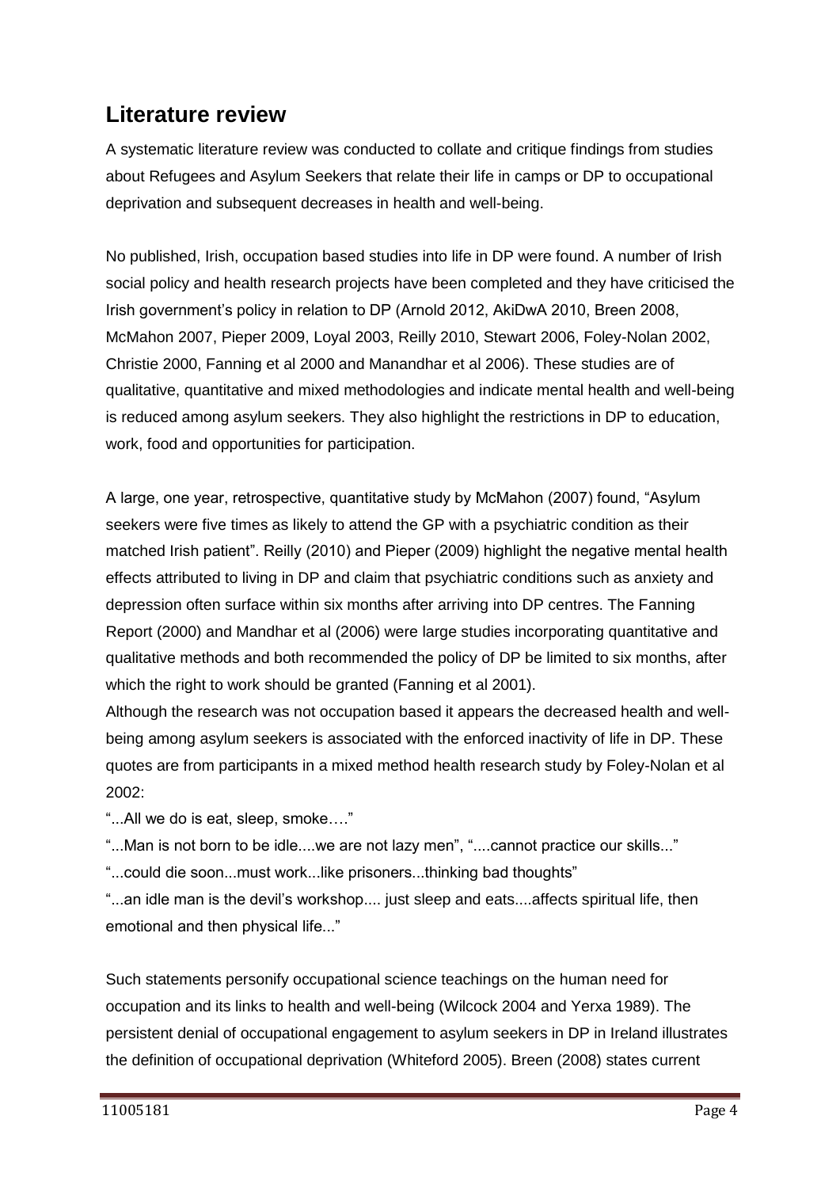## Literature review

A systematic literature review was conducted to collate and critique findings from studies about Refugees and Asylum Seekers that relate their life in camps or DP to occupational deprivation and subsequent decreases in health and well-being.

No published, Irish, occupation based studies into life in DP were found. A number of Irish social policy and health research projects have been completed and they have criticised the Irish government's policy in relation to DP (Arnold 2012, AkiDwA 2010, Breen 2008, McMahon 2007, Pieper 2009, Loyal 2003, Reilly 2010, Stewart 2006, Foley-Nolan 2002, Christie 2000, Fanning et al 2000 and Manandhar et al 2006). These studies are of qualitative, quantitative and mixed methodologies and indicate mental health and well-being is reduced among asylum seekers. They also highlight the restrictions in DP to education, work, food and opportunities for participation.

A large, one year, retrospective, quantitative study by McMahon (2007) found, "Asylum seekers were five times as likely to attend the GP with a psychiatric condition as their matched Irish patient". Reilly (2010) and Pieper (2009) highlight the negative mental health effects attributed to living in DP and claim that psychiatric conditions such as anxiety and depression often surface within six months after arriving into DP centres. The Fanning Report (2000) and Mandhar et al (2006) were large studies incorporating quantitative and qualitative methods and both recommended the policy of DP be limited to six months, after which the right to work should be granted (Fanning et al 2001).

Although the research was not occupation based it appears the decreased health and well-being among asylum seekers is associated with the enforced inactivity of life in DP. These quotes are from participants in a mixed method health research study by Foley-Nolan et al 2002:

"...All we do is eat, sleep, smoke…."

"...Man is not born to be idle....we are not lazy men", "....cannot practice our skills..."

"...could die soon...must work...like prisoners...thinking bad thoughts"

"...an idle man is the devil's workshop.... just sleep and eats....affects spiritual life, then emotional and then physical life..."

Such statements personify occupational science teachings on the human need for occupation and its links to health and well-being (Wilcock 2004 and Yerxa 1989). The persistent denial of occupational engagement to asylum seekers in DP in Ireland illustrates the definition of occupational deprivation (Whiteford 2005). Breen (2008) states current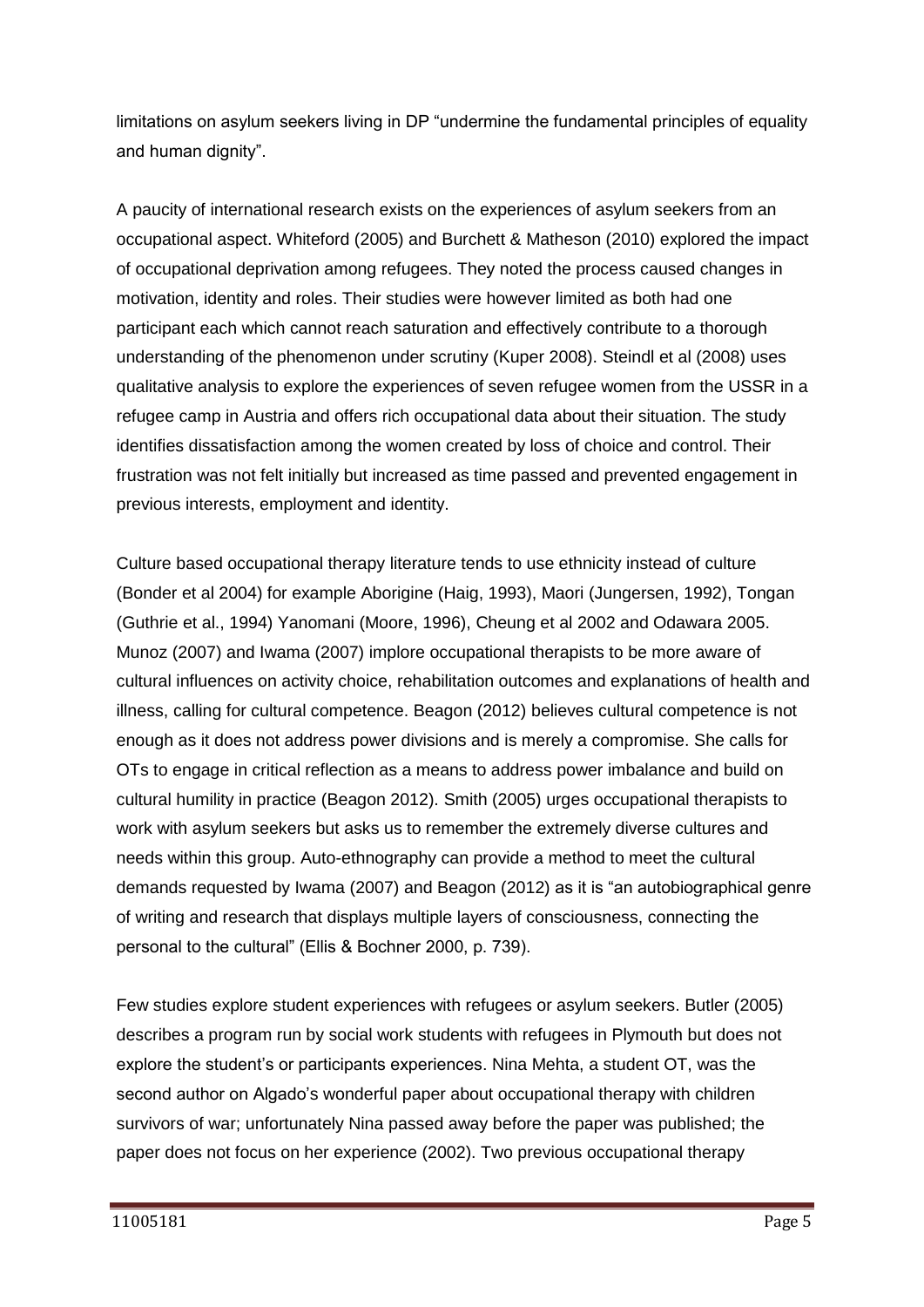limitations on asylum seekers living in DP "undermine the fundamental principles of equality and human dignity".

A paucity of international research exists on the experiences of asylum seekers from an occupational aspect. Whiteford (2005) and Burchett & Matheson (2010) explored the impact of occupational deprivation among refugees. They noted the process caused changes in motivation, identity and roles. Their studies were however limited as both had one participant each which cannot reach saturation and effectively contribute to a thorough understanding of the phenomenon under scrutiny (Kuper 2008). Steindl et al (2008) uses qualitative analysis to explore the experiences of seven refugee women from the USSR in a refugee camp in Austria and offers rich occupational data about their situation. The study identifies dissatisfaction among the women created by loss of choice and control. Their frustration was not felt initially but increased as time passed and prevented engagement in previous interests, employment and identity.

Culture based occupational therapy literature tends to use ethnicity instead of culture (Bonder et al 2004) for example Aborigine (Haig, 1993), Maori (Jungersen, 1992), Tongan (Guthrie et al., 1994) Yanomani (Moore, 1996), Cheung et al 2002 and Odawara 2005. Munoz (2007) and Iwama (2007) implore occupational therapists to be more aware of cultural influences on activity choice, rehabilitation outcomes and explanations of health and illness, calling for cultural competence. Beagon (2012) believes cultural competence is not enough as it does not address power divisions and is merely a compromise. She calls for OTs to engage in critical reflection as a means to address power imbalance and build on cultural humility in practice (Beagon 2012). Smith (2005) urges occupational therapists to work with asylum seekers but asks us to remember the extremely diverse cultures and needs within this group. Auto-ethnography can provide a method to meet the cultural demands requested by Iwama (2007) and Beagon (2012) as it is "an autobiographical genre of writing and research that displays multiple layers of consciousness, connecting the personal to the cultural" (Ellis & Bochner 2000, p. 739).

Few studies explore student experiences with refugees or asylum seekers. Butler (2005) describes a program run by social work students with refugees in Plymouth but does not explore the student's or participants experiences. Nina Mehta, a student OT, was the second author on Algado's wonderful paper about occupational therapy with children survivors of war; unfortunately Nina passed away before the paper was published; the paper does not focus on her experience (2002). Two previous occupational therapy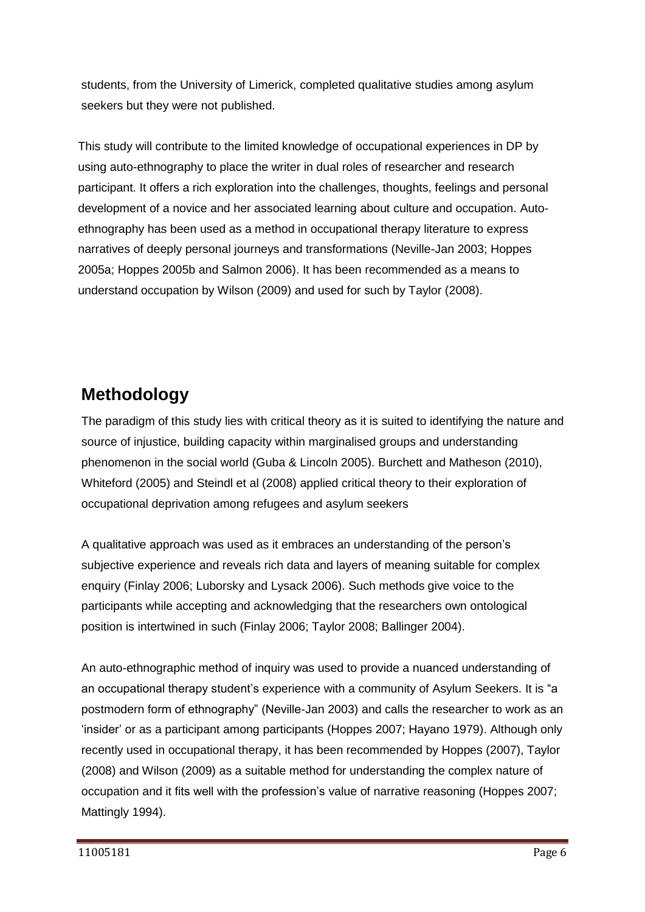students, from the University of Limerick, completed qualitative studies among asylum seekers but they were not published.

This study will contribute to the limited knowledge of occupational experiences in DP by using auto-ethnography to place the writer in dual roles of researcher and research participant. It offers a rich exploration into the challenges, thoughts, feelings and personal development of a novice and her associated learning about culture and occupation. Auto-ethnography has been used as a method in occupational therapy literature to express narratives of deeply personal journeys and transformations (Neville-Jan 2003; Hoppes 2005a; Hoppes 2005b and Salmon 2006). It has been recommended as a means to understand occupation by Wilson (2009) and used for such by Taylor (2008).

## Methodology

The paradigm of this study lies with critical theory as it is suited to identifying the nature and source of injustice, building capacity within marginalised groups and understanding phenomenon in the social world (Guba & Lincoln 2005). Burchett and Matheson (2010), Whiteford (2005) and Steindl et al (2008) applied critical theory to their exploration of occupational deprivation among refugees and asylum seekers

A qualitative approach was used as it embraces an understanding of the person's subjective experience and reveals rich data and layers of meaning suitable for complex enquiry (Finlay 2006; Luborsky and Lysack 2006). Such methods give voice to the participants while accepting and acknowledging that the researchers own ontological position is intertwined in such (Finlay 2006; Taylor 2008; Ballinger 2004).

An auto-ethnographic method of inquiry was used to provide a nuanced understanding of an occupational therapy student's experience with a community of Asylum Seekers. It is "a postmodern form of ethnography" (Neville-Jan 2003) and calls the researcher to work as an 'insider' or as a participant among participants (Hoppes 2007; Hayano 1979). Although only recently used in occupational therapy, it has been recommended by Hoppes (2007), Taylor (2008) and Wilson (2009) as a suitable method for understanding the complex nature of occupation and it fits well with the profession's value of narrative reasoning (Hoppes 2007; Mattingly 1994).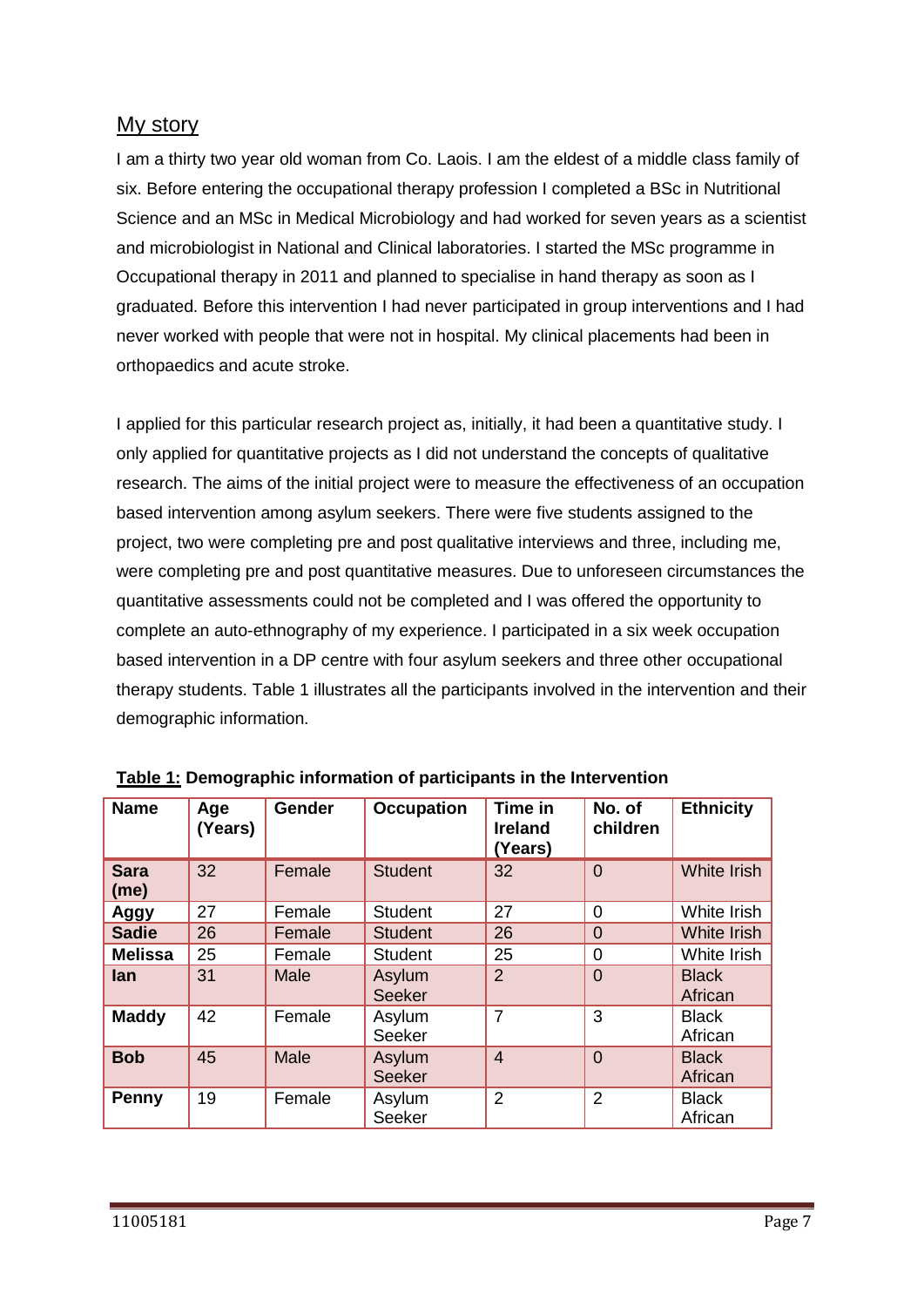## My story

I am a thirty two year old woman from Co. Laois. I am the eldest of a middle class family of six. Before entering the occupational therapy profession I completed a BSc in Nutritional Science and an MSc in Medical Microbiology and had worked for seven years as a scientist and microbiologist in National and Clinical laboratories. I started the MSc programme in Occupational therapy in 2011 and planned to specialise in hand therapy as soon as I graduated. Before this intervention I had never participated in group interventions and I had never worked with people that were not in hospital. My clinical placements had been in orthopaedics and acute stroke.

I applied for this particular research project as, initially, it had been a quantitative study. I only applied for quantitative projects as I did not understand the concepts of qualitative research. The aims of the initial project were to measure the effectiveness of an occupation based intervention among asylum seekers. There were five students assigned to the project, two were completing pre and post qualitative interviews and three, including me, were completing pre and post quantitative measures. Due to unforeseen circumstances the quantitative assessments could not be completed and I was offered the opportunity to complete an auto-ethnography of my experience. I participated in a six week occupation based intervention in a DP centre with four asylum seekers and three other occupational therapy students. Table 1 illustrates all the participants involved in the intervention and their demographic information.

**Table 1: Demographic information of participants in the Intervention**

| Name | Age (Years) | Gender | Occupation | Time in Ireland (Years) | No. of children | Ethnicity |
|---|---|---|---|---|---|---|
| **Sara (me)** | 32 | Female | Student | 32 | 0 | White Irish |
| **Aggy** | 27 | Female | Student | 27 | 0 | White Irish |
| **Sadie** | 26 | Female | Student | 26 | 0 | White Irish |
| **Melissa** | 25 | Female | Student | 25 | 0 | White Irish |
| **Ian** | 31 | Male | Asylum Seeker | 2 | 0 | Black African |
| **Maddy** | 42 | Female | Asylum Seeker | 7 | 3 | Black African |
| **Bob** | 45 | Male | Asylum Seeker | 4 | 0 | Black African |
| **Penny** | 19 | Female | Asylum Seeker | 2 | 2 | Black African |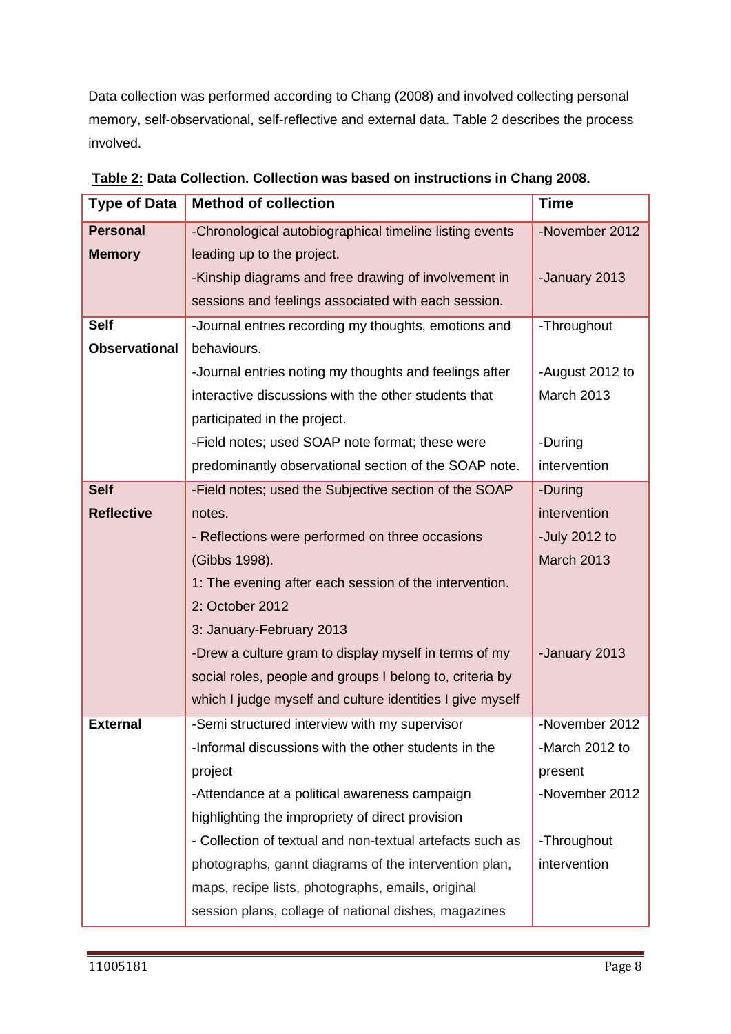Data collection was performed according to Chang (2008) and involved collecting personal memory, self-observational, self-reflective and external data. Table 2 describes the process involved.

**Table 2: Data Collection. Collection was based on instructions in Chang 2008.**

| Type of Data | Method of collection | Time |
|---|---|---|
| **Personal Memory** | -Chronological autobiographical timeline listing events leading up to the project.<br>-Kinship diagrams and free drawing of involvement in sessions and feelings associated with each session. | -November 2012<br>-January 2013 |
| **Self Observational** | -Journal entries recording my thoughts, emotions and behaviours.<br>-Journal entries noting my thoughts and feelings after interactive discussions with the other students that participated in the project.<br>-Field notes; used SOAP note format; these were predominantly observational section of the SOAP note. | -Throughout<br>-August 2012 to March 2013<br>-During intervention |
| **Self Reflective** | -Field notes; used the Subjective section of the SOAP notes.<br>- Reflections were performed on three occasions (Gibbs 1998).<br>1: The evening after each session of the intervention.<br>2: October 2012<br>3: January-February 2013<br>-Drew a culture gram to display myself in terms of my social roles, people and groups I belong to, criteria by which I judge myself and culture identities I give myself | -During intervention<br>-July 2012 to March 2013<br>-January 2013 |
| **External** | -Semi structured interview with my supervisor<br>-Informal discussions with the other students in the project<br>-Attendance at a political awareness campaign highlighting the impropriety of direct provision<br>- Collection of textual and non-textual artefacts such as photographs, gannt diagrams of the intervention plan, maps, recipe lists, photographs, emails, original session plans, collage of national dishes, magazines | -November 2012<br>-March 2012 to present<br>-November 2012<br>-Throughout intervention |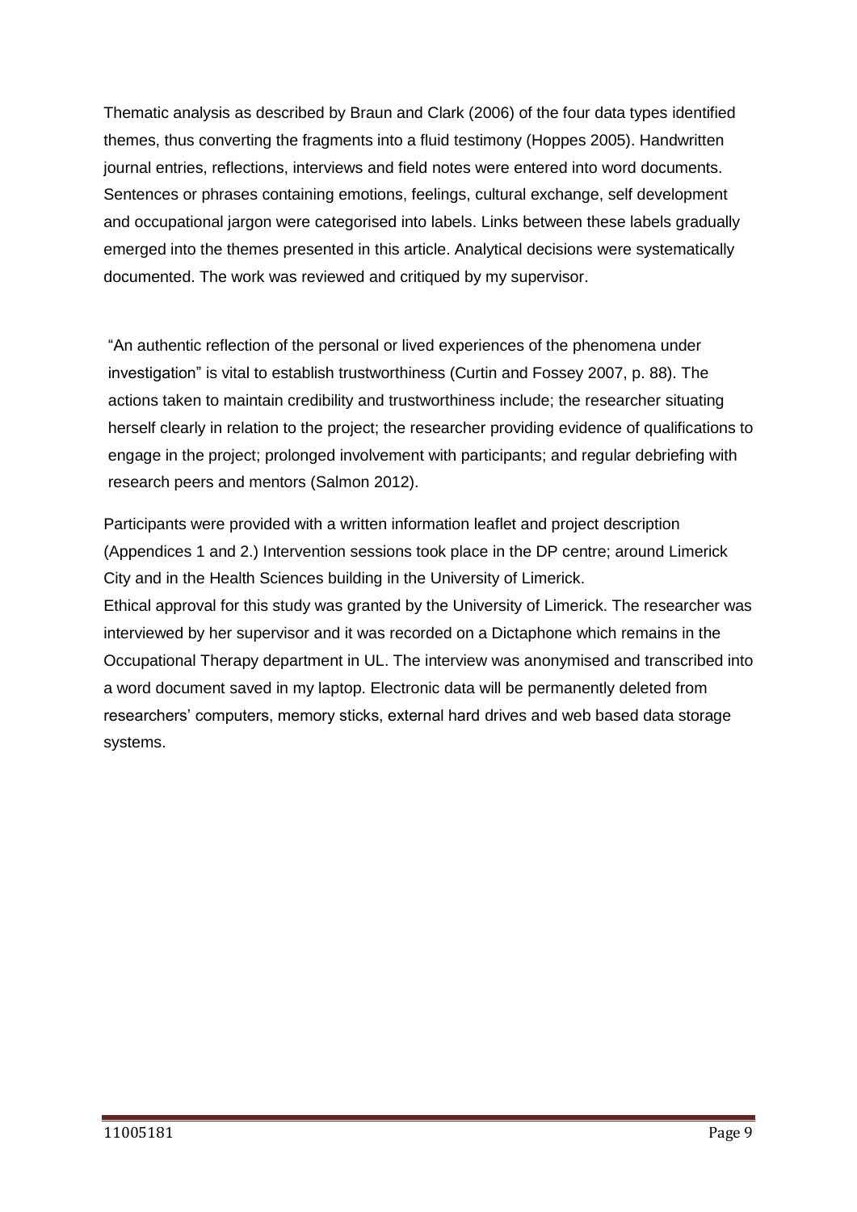Thematic analysis as described by Braun and Clark (2006) of the four data types identified themes, thus converting the fragments into a fluid testimony (Hoppes 2005). Handwritten journal entries, reflections, interviews and field notes were entered into word documents. Sentences or phrases containing emotions, feelings, cultural exchange, self development and occupational jargon were categorised into labels. Links between these labels gradually emerged into the themes presented in this article. Analytical decisions were systematically documented. The work was reviewed and critiqued by my supervisor.

"An authentic reflection of the personal or lived experiences of the phenomena under investigation" is vital to establish trustworthiness (Curtin and Fossey 2007, p. 88). The actions taken to maintain credibility and trustworthiness include; the researcher situating herself clearly in relation to the project; the researcher providing evidence of qualifications to engage in the project; prolonged involvement with participants; and regular debriefing with research peers and mentors (Salmon 2012).

Participants were provided with a written information leaflet and project description (Appendices 1 and 2.) Intervention sessions took place in the DP centre; around Limerick City and in the Health Sciences building in the University of Limerick.
Ethical approval for this study was granted by the University of Limerick. The researcher was interviewed by her supervisor and it was recorded on a Dictaphone which remains in the Occupational Therapy department in UL. The interview was anonymised and transcribed into a word document saved in my laptop. Electronic data will be permanently deleted from researchers' computers, memory sticks, external hard drives and web based data storage systems.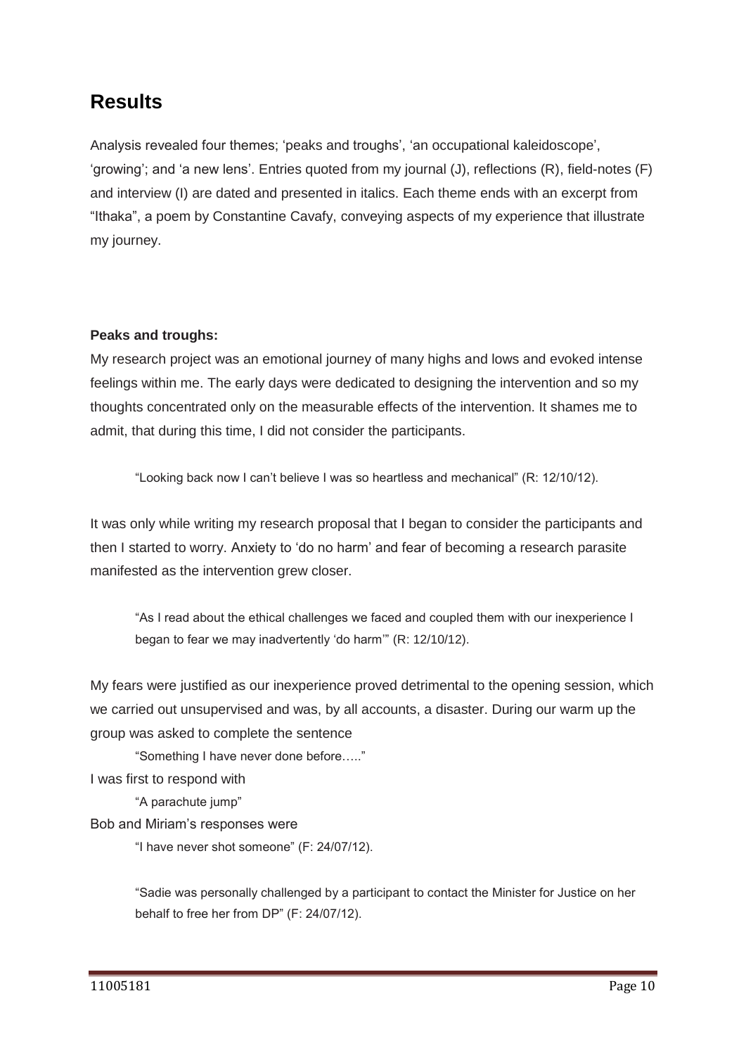## Results

Analysis revealed four themes; 'peaks and troughs', 'an occupational kaleidoscope', 'growing'; and 'a new lens'. Entries quoted from my journal (J), reflections (R), field-notes (F) and interview (I) are dated and presented in italics. Each theme ends with an excerpt from "Ithaka", a poem by Constantine Cavafy, conveying aspects of my experience that illustrate my journey.

**Peaks and troughs:**

My research project was an emotional journey of many highs and lows and evoked intense feelings within me. The early days were dedicated to designing the intervention and so my thoughts concentrated only on the measurable effects of the intervention. It shames me to admit, that during this time, I did not consider the participants.

> "Looking back now I can't believe I was so heartless and mechanical" (R: 12/10/12).

It was only while writing my research proposal that I began to consider the participants and then I started to worry. Anxiety to 'do no harm' and fear of becoming a research parasite manifested as the intervention grew closer.

> "As I read about the ethical challenges we faced and coupled them with our inexperience I began to fear we may inadvertently 'do harm'" (R: 12/10/12).

My fears were justified as our inexperience proved detrimental to the opening session, which we carried out unsupervised and was, by all accounts, a disaster. During our warm up the group was asked to complete the sentence

> "Something I have never done before….."

I was first to respond with

> "A parachute jump"

Bob and Miriam's responses were

> "I have never shot someone" (F: 24/07/12).

> "Sadie was personally challenged by a participant to contact the Minister for Justice on her behalf to free her from DP" (F: 24/07/12).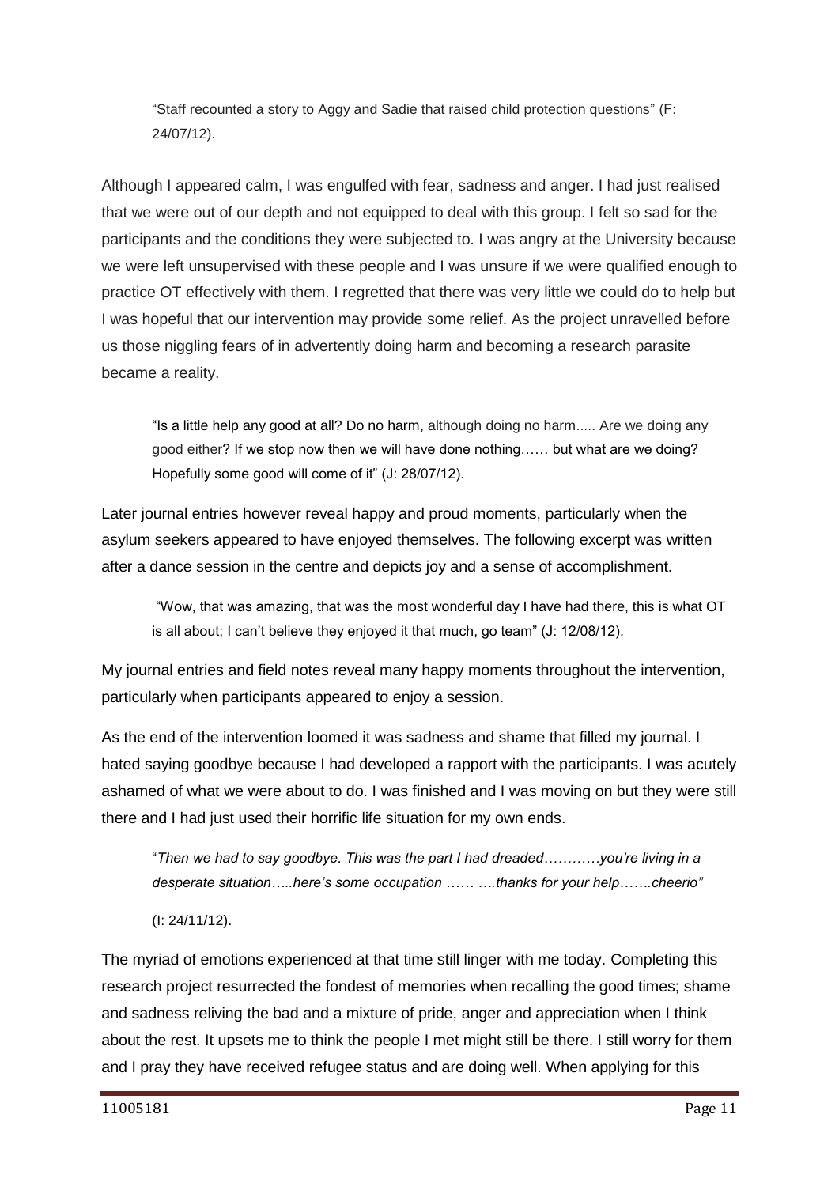> "Staff recounted a story to Aggy and Sadie that raised child protection questions" (F: 24/07/12).

Although I appeared calm, I was engulfed with fear, sadness and anger. I had just realised that we were out of our depth and not equipped to deal with this group. I felt so sad for the participants and the conditions they were subjected to. I was angry at the University because we were left unsupervised with these people and I was unsure if we were qualified enough to practice OT effectively with them. I regretted that there was very little we could do to help but I was hopeful that our intervention may provide some relief. As the project unravelled before us those niggling fears of in advertently doing harm and becoming a research parasite became a reality.

> "Is a little help any good at all? Do no harm, although doing no harm..... Are we doing any good either? If we stop now then we will have done nothing…… but what are we doing? Hopefully some good will come of it" (J: 28/07/12).

Later journal entries however reveal happy and proud moments, particularly when the asylum seekers appeared to have enjoyed themselves. The following excerpt was written after a dance session in the centre and depicts joy and a sense of accomplishment.

> "Wow, that was amazing, that was the most wonderful day I have had there, this is what OT is all about; I can't believe they enjoyed it that much, go team" (J: 12/08/12).

My journal entries and field notes reveal many happy moments throughout the intervention, particularly when participants appeared to enjoy a session.

As the end of the intervention loomed it was sadness and shame that filled my journal. I hated saying goodbye because I had developed a rapport with the participants. I was acutely ashamed of what we were about to do. I was finished and I was moving on but they were still there and I had just used their horrific life situation for my own ends.

> "*Then we had to say goodbye. This was the part I had dreaded…………you're living in a desperate situation…..here's some occupation …… ….thanks for your help…….cheerio"*
>
> (I: 24/11/12).

The myriad of emotions experienced at that time still linger with me today. Completing this research project resurrected the fondest of memories when recalling the good times; shame and sadness reliving the bad and a mixture of pride, anger and appreciation when I think about the rest. It upsets me to think the people I met might still be there. I still worry for them and I pray they have received refugee status and are doing well. When applying for this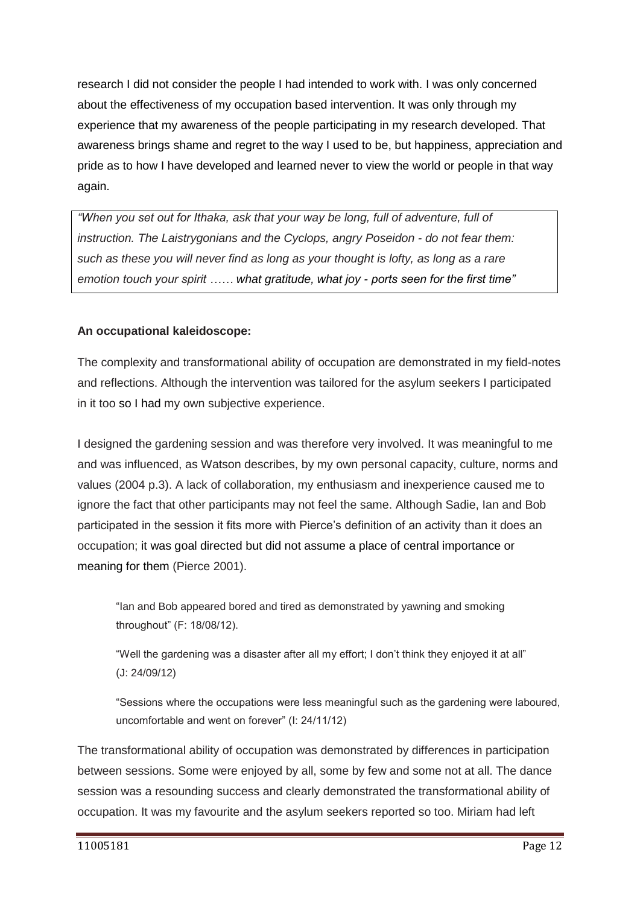research I did not consider the people I had intended to work with. I was only concerned about the effectiveness of my occupation based intervention. It was only through my experience that my awareness of the people participating in my research developed. That awareness brings shame and regret to the way I used to be, but happiness, appreciation and pride as to how I have developed and learned never to view the world or people in that way again.

> *"When you set out for Ithaka, ask that your way be long, full of adventure, full of instruction. The Laistrygonians and the Cyclops, angry Poseidon - do not fear them: such as these you will never find as long as your thought is lofty, as long as a rare emotion touch your spirit …… what gratitude, what joy - ports seen for the first time"*

**An occupational kaleidoscope:**

The complexity and transformational ability of occupation are demonstrated in my field-notes and reflections. Although the intervention was tailored for the asylum seekers I participated in it too so I had my own subjective experience.

I designed the gardening session and was therefore very involved. It was meaningful to me and was influenced, as Watson describes, by my own personal capacity, culture, norms and values (2004 p.3). A lack of collaboration, my enthusiasm and inexperience caused me to ignore the fact that other participants may not feel the same. Although Sadie, Ian and Bob participated in the session it fits more with Pierce's definition of an activity than it does an occupation; it was goal directed but did not assume a place of central importance or meaning for them (Pierce 2001).

> "Ian and Bob appeared bored and tired as demonstrated by yawning and smoking throughout" (F: 18/08/12).
>
> "Well the gardening was a disaster after all my effort; I don't think they enjoyed it at all" (J: 24/09/12)
>
> "Sessions where the occupations were less meaningful such as the gardening were laboured, uncomfortable and went on forever" (I: 24/11/12)

The transformational ability of occupation was demonstrated by differences in participation between sessions. Some were enjoyed by all, some by few and some not at all. The dance session was a resounding success and clearly demonstrated the transformational ability of occupation. It was my favourite and the asylum seekers reported so too. Miriam had left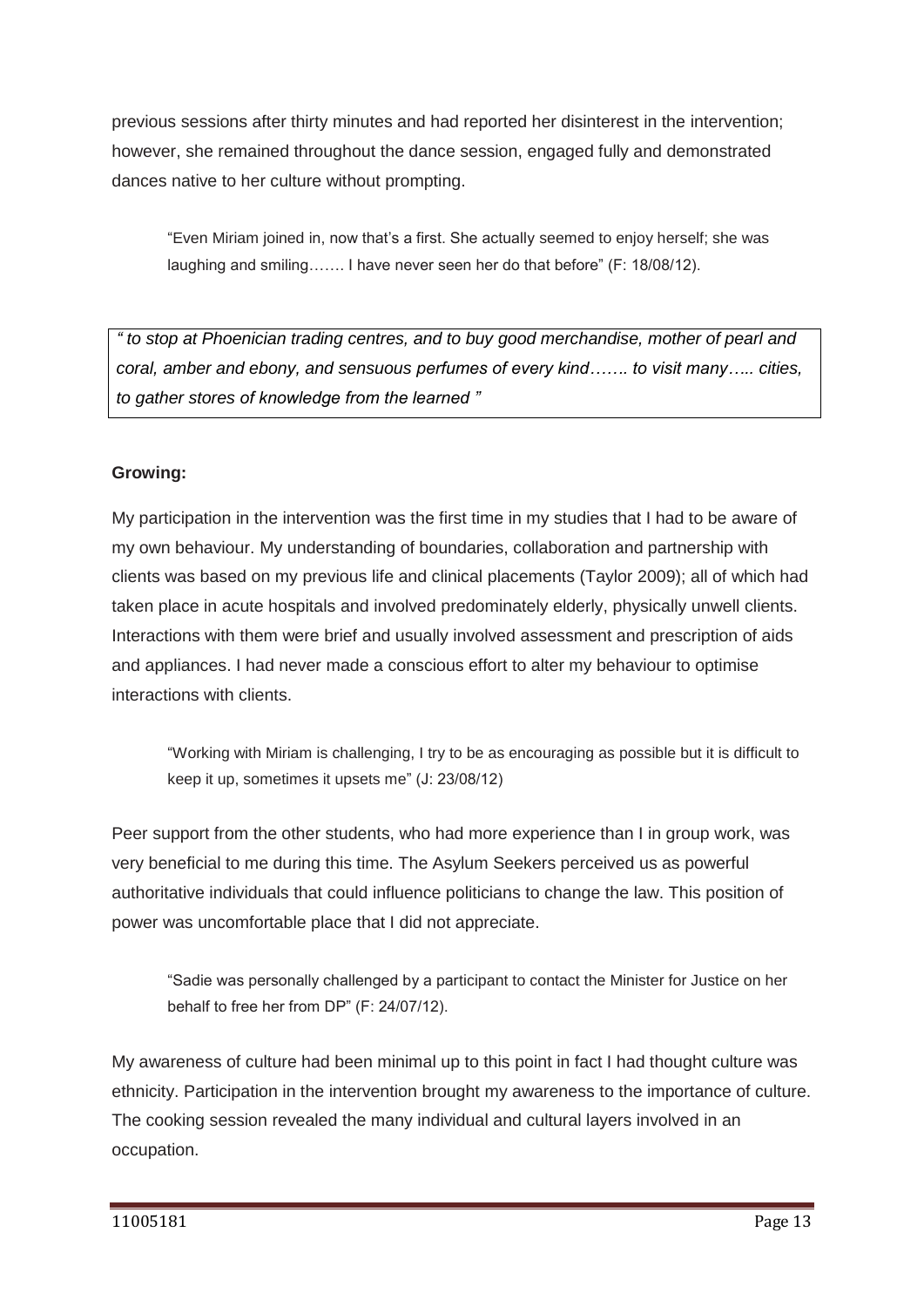previous sessions after thirty minutes and had reported her disinterest in the intervention; however, she remained throughout the dance session, engaged fully and demonstrated dances native to her culture without prompting.

> "Even Miriam joined in, now that's a first. She actually seemed to enjoy herself; she was laughing and smiling……. I have never seen her do that before" (F: 18/08/12).

*" to stop at Phoenician trading centres, and to buy good merchandise, mother of pearl and coral, amber and ebony, and sensuous perfumes of every kind……. to visit many….. cities, to gather stores of knowledge from the learned "*

**Growing:**

My participation in the intervention was the first time in my studies that I had to be aware of my own behaviour. My understanding of boundaries, collaboration and partnership with clients was based on my previous life and clinical placements (Taylor 2009); all of which had taken place in acute hospitals and involved predominately elderly, physically unwell clients. Interactions with them were brief and usually involved assessment and prescription of aids and appliances. I had never made a conscious effort to alter my behaviour to optimise interactions with clients.

> "Working with Miriam is challenging, I try to be as encouraging as possible but it is difficult to keep it up, sometimes it upsets me" (J: 23/08/12)

Peer support from the other students, who had more experience than I in group work, was very beneficial to me during this time. The Asylum Seekers perceived us as powerful authoritative individuals that could influence politicians to change the law. This position of power was uncomfortable place that I did not appreciate.

> "Sadie was personally challenged by a participant to contact the Minister for Justice on her behalf to free her from DP" (F: 24/07/12).

My awareness of culture had been minimal up to this point in fact I had thought culture was ethnicity. Participation in the intervention brought my awareness to the importance of culture. The cooking session revealed the many individual and cultural layers involved in an occupation.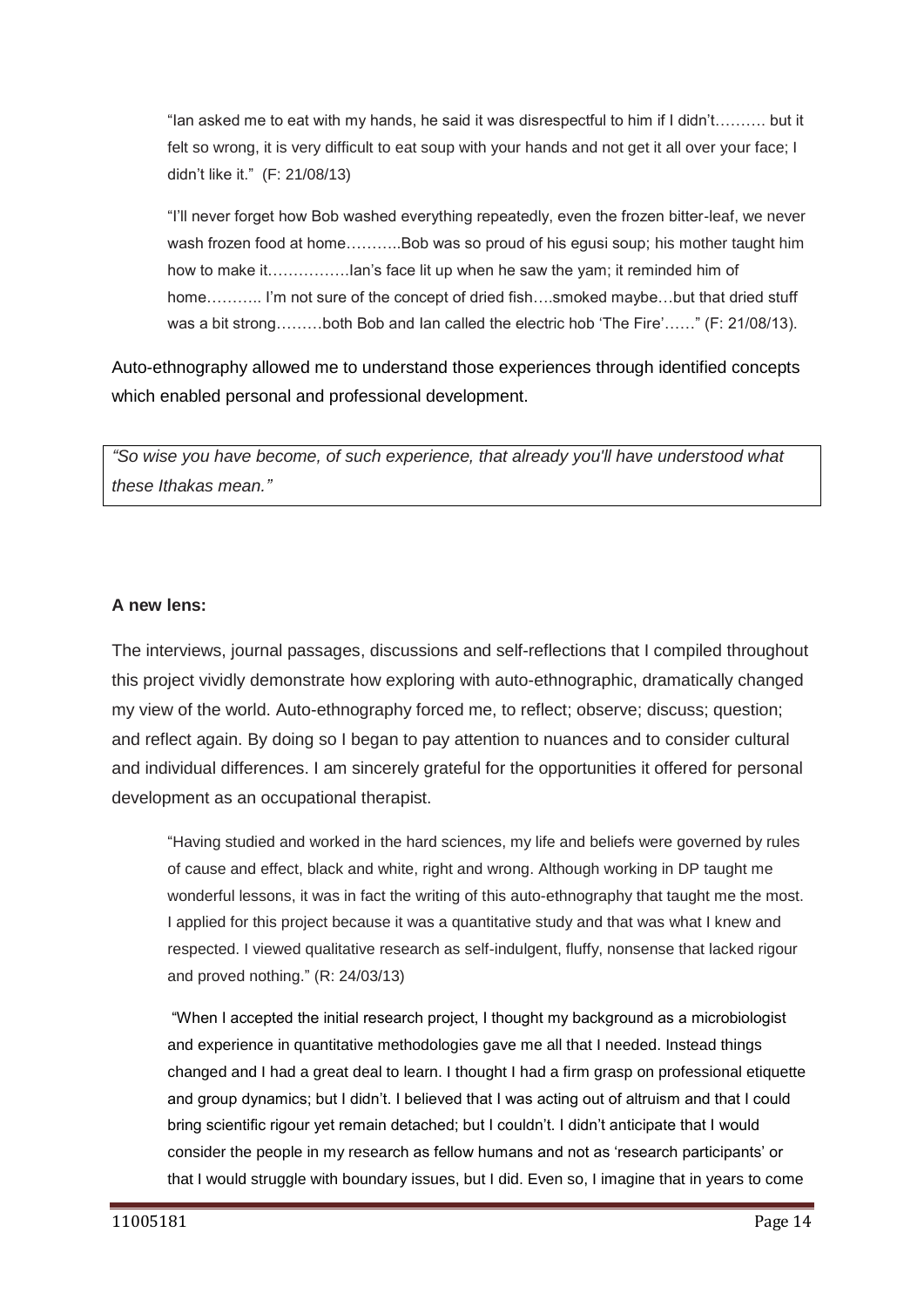> "Ian asked me to eat with my hands, he said it was disrespectful to him if I didn't………. but it felt so wrong, it is very difficult to eat soup with your hands and not get it all over your face; I didn't like it." (F: 21/08/13)

> "I'll never forget how Bob washed everything repeatedly, even the frozen bitter-leaf, we never wash frozen food at home………..Bob was so proud of his egusi soup; his mother taught him how to make it…………….Ian's face lit up when he saw the yam; it reminded him of home……….. I'm not sure of the concept of dried fish….smoked maybe…but that dried stuff was a bit strong………both Bob and Ian called the electric hob 'The Fire'……" (F: 21/08/13).

Auto-ethnography allowed me to understand those experiences through identified concepts which enabled personal and professional development.

| *"So wise you have become, of such experience, that already you'll have understood what these Ithakas mean."* |
|---|

**A new lens:**

The interviews, journal passages, discussions and self-reflections that I compiled throughout this project vividly demonstrate how exploring with auto-ethnographic, dramatically changed my view of the world. Auto-ethnography forced me, to reflect; observe; discuss; question; and reflect again. By doing so I began to pay attention to nuances and to consider cultural and individual differences. I am sincerely grateful for the opportunities it offered for personal development as an occupational therapist.

> "Having studied and worked in the hard sciences, my life and beliefs were governed by rules of cause and effect, black and white, right and wrong. Although working in DP taught me wonderful lessons, it was in fact the writing of this auto-ethnography that taught me the most. I applied for this project because it was a quantitative study and that was what I knew and respected. I viewed qualitative research as self-indulgent, fluffy, nonsense that lacked rigour and proved nothing." (R: 24/03/13)

> "When I accepted the initial research project, I thought my background as a microbiologist and experience in quantitative methodologies gave me all that I needed. Instead things changed and I had a great deal to learn. I thought I had a firm grasp on professional etiquette and group dynamics; but I didn't. I believed that I was acting out of altruism and that I could bring scientific rigour yet remain detached; but I couldn't. I didn't anticipate that I would consider the people in my research as fellow humans and not as 'research participants' or that I would struggle with boundary issues, but I did. Even so, I imagine that in years to come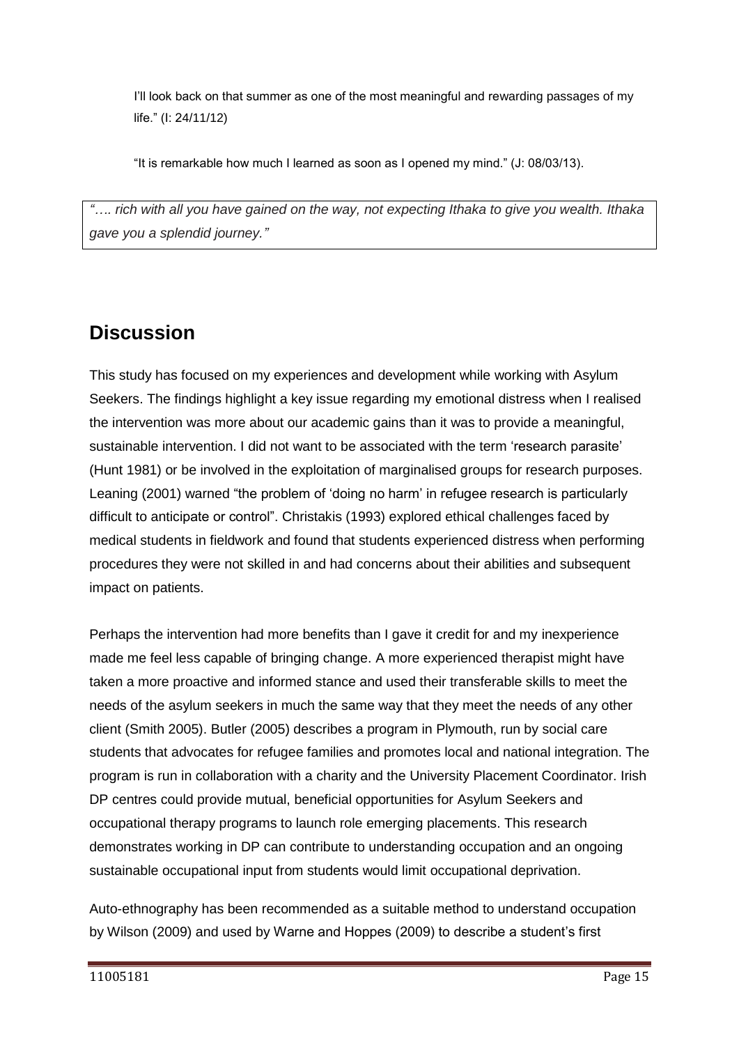I'll look back on that summer as one of the most meaningful and rewarding passages of my life." (I: 24/11/12)

"It is remarkable how much I learned as soon as I opened my mind." (J: 08/03/13).

*"…. rich with all you have gained on the way, not expecting Ithaka to give you wealth. Ithaka gave you a splendid journey."*

## Discussion

This study has focused on my experiences and development while working with Asylum Seekers. The findings highlight a key issue regarding my emotional distress when I realised the intervention was more about our academic gains than it was to provide a meaningful, sustainable intervention. I did not want to be associated with the term 'research parasite' (Hunt 1981) or be involved in the exploitation of marginalised groups for research purposes. Leaning (2001) warned "the problem of 'doing no harm' in refugee research is particularly difficult to anticipate or control". Christakis (1993) explored ethical challenges faced by medical students in fieldwork and found that students experienced distress when performing procedures they were not skilled in and had concerns about their abilities and subsequent impact on patients.

Perhaps the intervention had more benefits than I gave it credit for and my inexperience made me feel less capable of bringing change. A more experienced therapist might have taken a more proactive and informed stance and used their transferable skills to meet the needs of the asylum seekers in much the same way that they meet the needs of any other client (Smith 2005). Butler (2005) describes a program in Plymouth, run by social care students that advocates for refugee families and promotes local and national integration. The program is run in collaboration with a charity and the University Placement Coordinator. Irish DP centres could provide mutual, beneficial opportunities for Asylum Seekers and occupational therapy programs to launch role emerging placements. This research demonstrates working in DP can contribute to understanding occupation and an ongoing sustainable occupational input from students would limit occupational deprivation.

Auto-ethnography has been recommended as a suitable method to understand occupation by Wilson (2009) and used by Warne and Hoppes (2009) to describe a student's first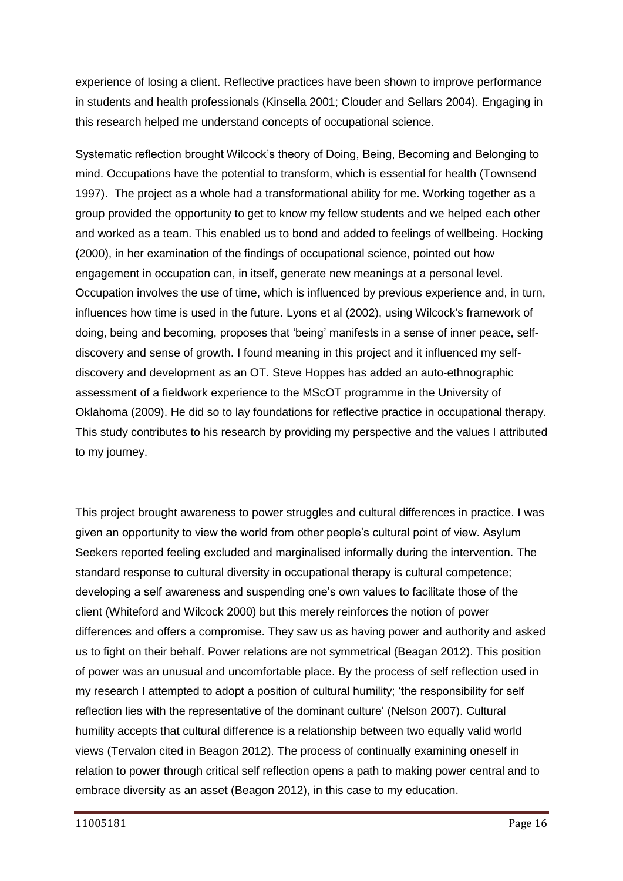experience of losing a client. Reflective practices have been shown to improve performance in students and health professionals (Kinsella 2001; Clouder and Sellars 2004). Engaging in this research helped me understand concepts of occupational science.

Systematic reflection brought Wilcock's theory of Doing, Being, Becoming and Belonging to mind. Occupations have the potential to transform, which is essential for health (Townsend 1997). The project as a whole had a transformational ability for me. Working together as a group provided the opportunity to get to know my fellow students and we helped each other and worked as a team. This enabled us to bond and added to feelings of wellbeing. Hocking (2000), in her examination of the findings of occupational science, pointed out how engagement in occupation can, in itself, generate new meanings at a personal level. Occupation involves the use of time, which is influenced by previous experience and, in turn, influences how time is used in the future. Lyons et al (2002), using Wilcock's framework of doing, being and becoming, proposes that 'being' manifests in a sense of inner peace, self-discovery and sense of growth. I found meaning in this project and it influenced my self-discovery and development as an OT. Steve Hoppes has added an auto-ethnographic assessment of a fieldwork experience to the MScOT programme in the University of Oklahoma (2009). He did so to lay foundations for reflective practice in occupational therapy. This study contributes to his research by providing my perspective and the values I attributed to my journey.

This project brought awareness to power struggles and cultural differences in practice. I was given an opportunity to view the world from other people's cultural point of view. Asylum Seekers reported feeling excluded and marginalised informally during the intervention. The standard response to cultural diversity in occupational therapy is cultural competence; developing a self awareness and suspending one's own values to facilitate those of the client (Whiteford and Wilcock 2000) but this merely reinforces the notion of power differences and offers a compromise. They saw us as having power and authority and asked us to fight on their behalf. Power relations are not symmetrical (Beagan 2012). This position of power was an unusual and uncomfortable place. By the process of self reflection used in my research I attempted to adopt a position of cultural humility; 'the responsibility for self reflection lies with the representative of the dominant culture' (Nelson 2007). Cultural humility accepts that cultural difference is a relationship between two equally valid world views (Tervalon cited in Beagon 2012). The process of continually examining oneself in relation to power through critical self reflection opens a path to making power central and to embrace diversity as an asset (Beagon 2012), in this case to my education.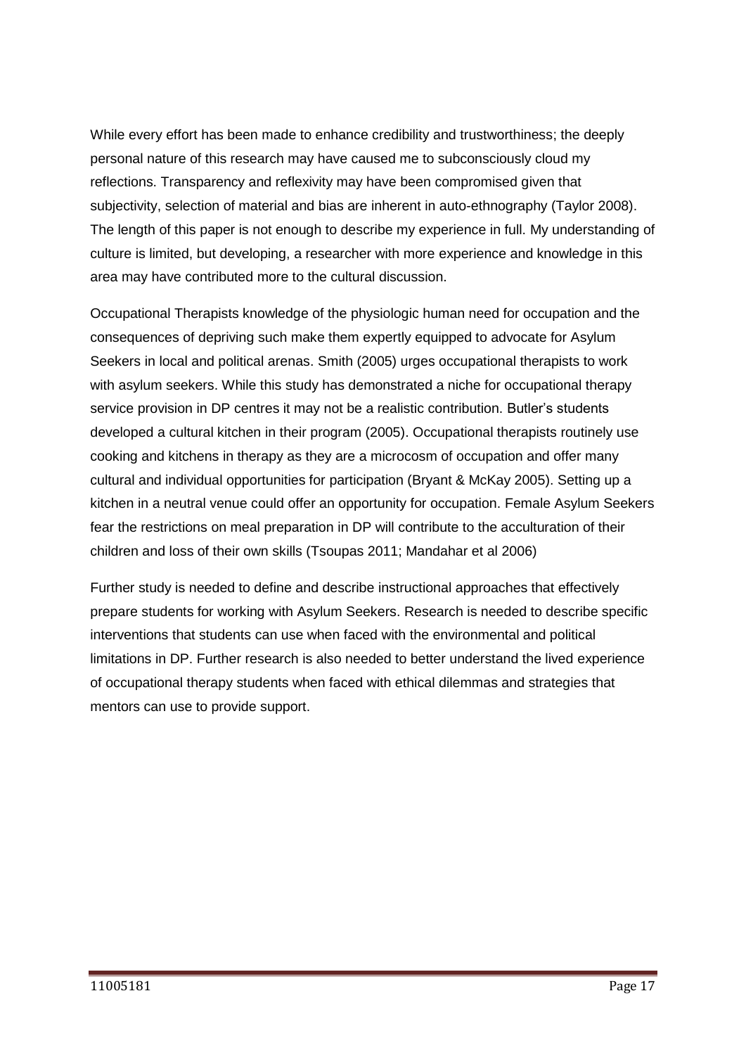While every effort has been made to enhance credibility and trustworthiness; the deeply personal nature of this research may have caused me to subconsciously cloud my reflections. Transparency and reflexivity may have been compromised given that subjectivity, selection of material and bias are inherent in auto-ethnography (Taylor 2008). The length of this paper is not enough to describe my experience in full. My understanding of culture is limited, but developing, a researcher with more experience and knowledge in this area may have contributed more to the cultural discussion.

Occupational Therapists knowledge of the physiologic human need for occupation and the consequences of depriving such make them expertly equipped to advocate for Asylum Seekers in local and political arenas. Smith (2005) urges occupational therapists to work with asylum seekers. While this study has demonstrated a niche for occupational therapy service provision in DP centres it may not be a realistic contribution. Butler's students developed a cultural kitchen in their program (2005). Occupational therapists routinely use cooking and kitchens in therapy as they are a microcosm of occupation and offer many cultural and individual opportunities for participation (Bryant & McKay 2005). Setting up a kitchen in a neutral venue could offer an opportunity for occupation. Female Asylum Seekers fear the restrictions on meal preparation in DP will contribute to the acculturation of their children and loss of their own skills (Tsoupas 2011; Mandahar et al 2006)

Further study is needed to define and describe instructional approaches that effectively prepare students for working with Asylum Seekers. Research is needed to describe specific interventions that students can use when faced with the environmental and political limitations in DP. Further research is also needed to better understand the lived experience of occupational therapy students when faced with ethical dilemmas and strategies that mentors can use to provide support.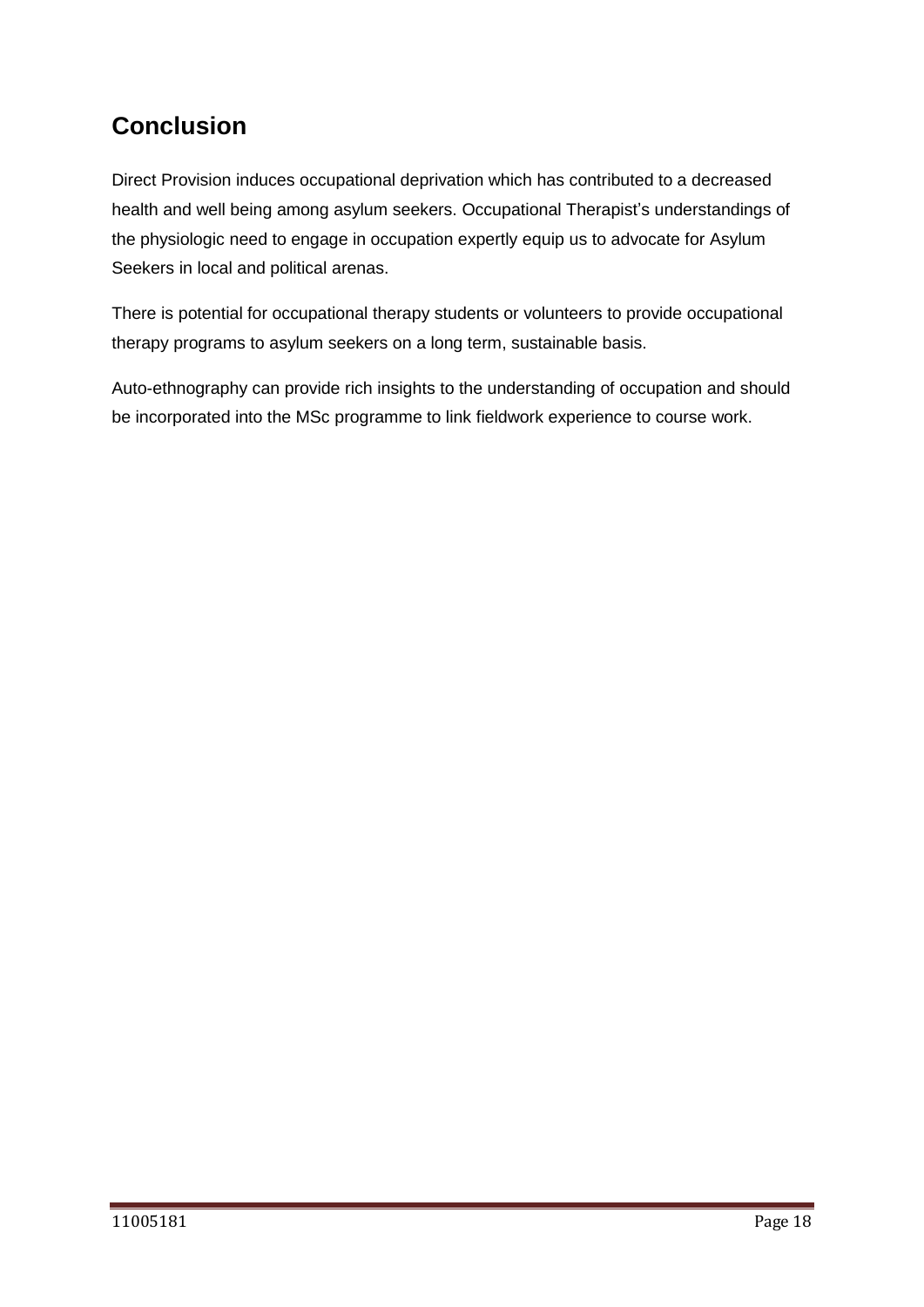## Conclusion

Direct Provision induces occupational deprivation which has contributed to a decreased health and well being among asylum seekers. Occupational Therapist's understandings of the physiologic need to engage in occupation expertly equip us to advocate for Asylum Seekers in local and political arenas.

There is potential for occupational therapy students or volunteers to provide occupational therapy programs to asylum seekers on a long term, sustainable basis.

Auto-ethnography can provide rich insights to the understanding of occupation and should be incorporated into the MSc programme to link fieldwork experience to course work.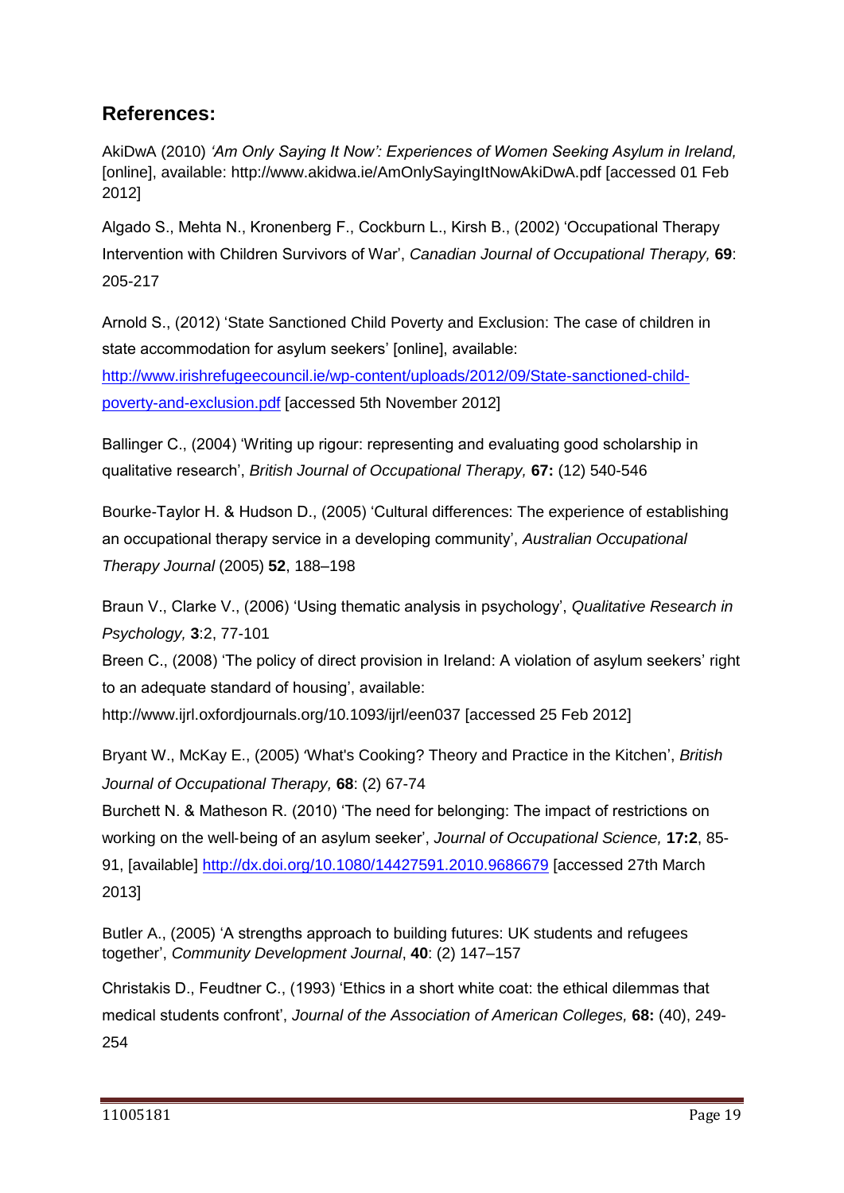## References:

AkiDwA (2010) *'Am Only Saying It Now': Experiences of Women Seeking Asylum in Ireland,* [online], available: http://www.akidwa.ie/AmOnlySayingItNowAkiDwA.pdf [accessed 01 Feb 2012]

Algado S., Mehta N., Kronenberg F., Cockburn L., Kirsh B., (2002) 'Occupational Therapy Intervention with Children Survivors of War', *Canadian Journal of Occupational Therapy,* **69**: 205-217

Arnold S., (2012) 'State Sanctioned Child Poverty and Exclusion: The case of children in state accommodation for asylum seekers' [online], available: http://www.irishrefugeecouncil.ie/wp-content/uploads/2012/09/State-sanctioned-child-poverty-and-exclusion.pdf [accessed 5th November 2012]

Ballinger C., (2004) 'Writing up rigour: representing and evaluating good scholarship in qualitative research', *British Journal of Occupational Therapy,* **67:** (12) 540-546

Bourke-Taylor H. & Hudson D., (2005) 'Cultural differences: The experience of establishing an occupational therapy service in a developing community', *Australian Occupational Therapy Journal* (2005) **52**, 188–198

Braun V., Clarke V., (2006) 'Using thematic analysis in psychology', *Qualitative Research in Psychology,* **3**:2, 77-101

Breen C., (2008) 'The policy of direct provision in Ireland: A violation of asylum seekers' right to an adequate standard of housing', available: http://www.ijrl.oxfordjournals.org/10.1093/ijrl/een037 [accessed 25 Feb 2012]

Bryant W., McKay E., (2005) 'What's Cooking? Theory and Practice in the Kitchen', *British Journal of Occupational Therapy,* **68**: (2) 67-74

Burchett N. & Matheson R. (2010) 'The need for belonging: The impact of restrictions on working on the well-being of an asylum seeker', *Journal of Occupational Science,* **17:2**, 85-91, [available] http://dx.doi.org/10.1080/14427591.2010.9686679 [accessed 27th March 2013]

Butler A., (2005) 'A strengths approach to building futures: UK students and refugees together', *Community Development Journal*, **40**: (2) 147–157

Christakis D., Feudtner C., (1993) 'Ethics in a short white coat: the ethical dilemmas that medical students confront', *Journal of the Association of American Colleges,* **68:** (40), 249-254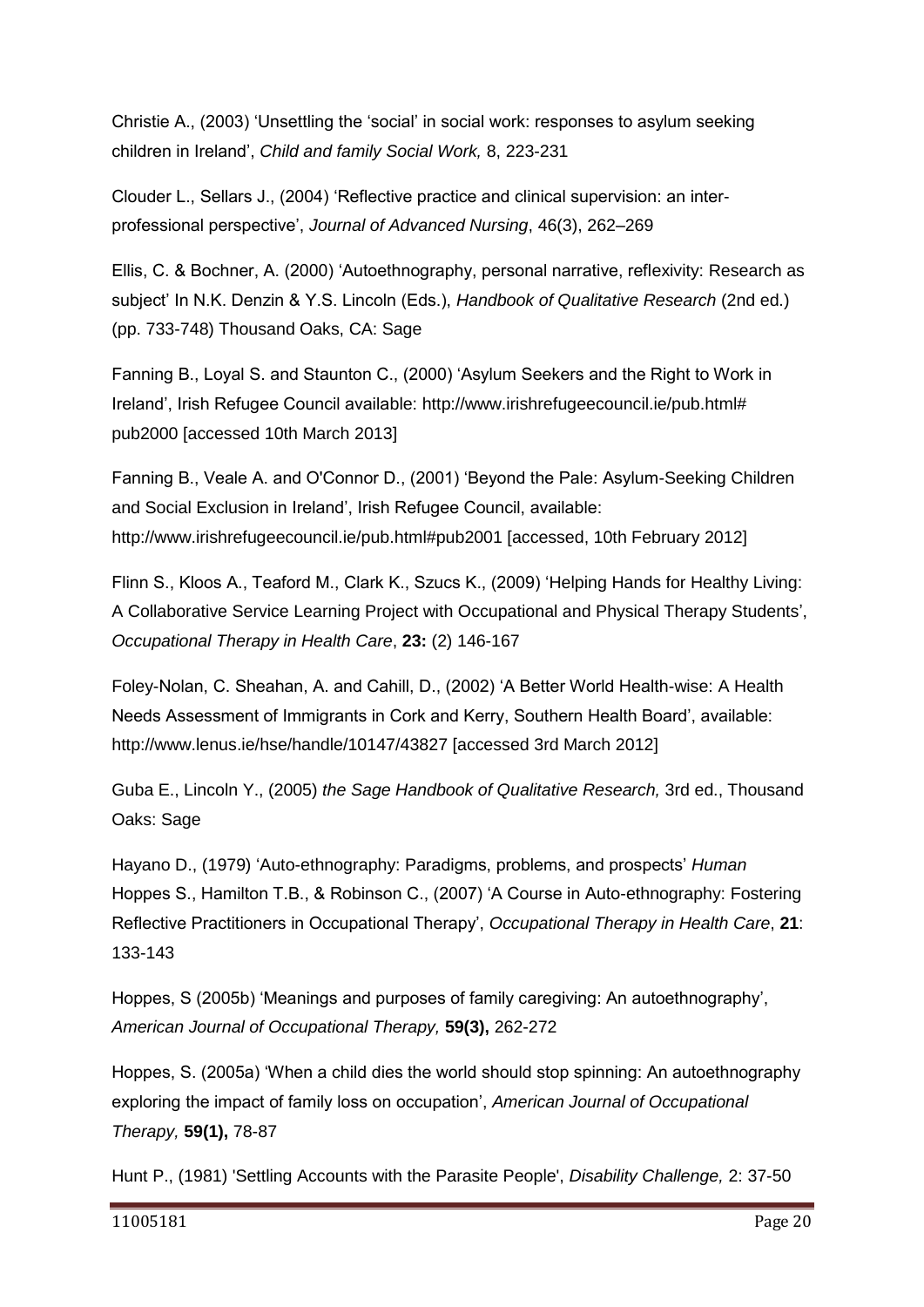Christie A., (2003) 'Unsettling the 'social' in social work: responses to asylum seeking children in Ireland', *Child and family Social Work,* 8, 223-231

Clouder L., Sellars J., (2004) 'Reflective practice and clinical supervision: an inter-professional perspective', *Journal of Advanced Nursing*, 46(3), 262–269

Ellis, C. & Bochner, A. (2000) 'Autoethnography, personal narrative, reflexivity: Research as subject' In N.K. Denzin & Y.S. Lincoln (Eds.), *Handbook of Qualitative Research* (2nd ed.) (pp. 733-748) Thousand Oaks, CA: Sage

Fanning B., Loyal S. and Staunton C., (2000) 'Asylum Seekers and the Right to Work in Ireland', Irish Refugee Council available: http://www.irishrefugeecouncil.ie/pub.html# pub2000 [accessed 10th March 2013]

Fanning B., Veale A. and O'Connor D., (2001) 'Beyond the Pale: Asylum-Seeking Children and Social Exclusion in Ireland', Irish Refugee Council, available: http://www.irishrefugeecouncil.ie/pub.html#pub2001 [accessed, 10th February 2012]

Flinn S., Kloos A., Teaford M., Clark K., Szucs K., (2009) 'Helping Hands for Healthy Living: A Collaborative Service Learning Project with Occupational and Physical Therapy Students', *Occupational Therapy in Health Care*, **23:** (2) 146-167

Foley-Nolan, C. Sheahan, A. and Cahill, D., (2002) 'A Better World Health-wise: A Health Needs Assessment of Immigrants in Cork and Kerry, Southern Health Board', available: http://www.lenus.ie/hse/handle/10147/43827 [accessed 3rd March 2012]

Guba E., Lincoln Y., (2005) *the Sage Handbook of Qualitative Research,* 3rd ed., Thousand Oaks: Sage

Hayano D., (1979) 'Auto-ethnography: Paradigms, problems, and prospects' *Human*
Hoppes S., Hamilton T.B., & Robinson C., (2007) 'A Course in Auto-ethnography: Fostering Reflective Practitioners in Occupational Therapy', *Occupational Therapy in Health Care*, **21**: 133-143

Hoppes, S (2005b) 'Meanings and purposes of family caregiving: An autoethnography', *American Journal of Occupational Therapy,* **59(3),** 262-272

Hoppes, S. (2005a) 'When a child dies the world should stop spinning: An autoethnography exploring the impact of family loss on occupation', *American Journal of Occupational Therapy,* **59(1),** 78-87

Hunt P., (1981) 'Settling Accounts with the Parasite People', *Disability Challenge,* 2: 37-50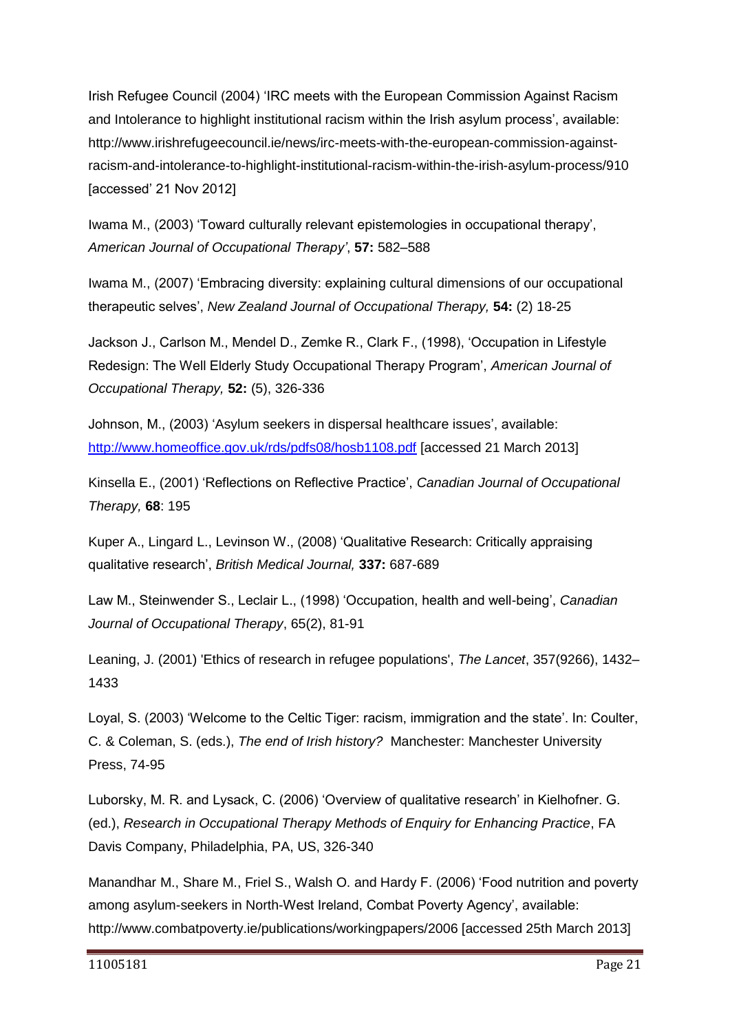Irish Refugee Council (2004) 'IRC meets with the European Commission Against Racism and Intolerance to highlight institutional racism within the Irish asylum process', available: http://www.irishrefugeecouncil.ie/news/irc-meets-with-the-european-commission-against-racism-and-intolerance-to-highlight-institutional-racism-within-the-irish-asylum-process/910 [accessed' 21 Nov 2012]

Iwama M., (2003) 'Toward culturally relevant epistemologies in occupational therapy', *American Journal of Occupational Therapy'*, **57:** 582–588

Iwama M., (2007) 'Embracing diversity: explaining cultural dimensions of our occupational therapeutic selves', *New Zealand Journal of Occupational Therapy,* **54:** (2) 18-25

Jackson J., Carlson M., Mendel D., Zemke R., Clark F., (1998), 'Occupation in Lifestyle Redesign: The Well Elderly Study Occupational Therapy Program', *American Journal of Occupational Therapy,* **52:** (5), 326-336

Johnson, M., (2003) 'Asylum seekers in dispersal healthcare issues', available: http://www.homeoffice.gov.uk/rds/pdfs08/hosb1108.pdf [accessed 21 March 2013]

Kinsella E., (2001) 'Reflections on Reflective Practice', *Canadian Journal of Occupational Therapy,* **68**: 195

Kuper A., Lingard L., Levinson W., (2008) 'Qualitative Research: Critically appraising qualitative research', *British Medical Journal,* **337:** 687-689

Law M., Steinwender S., Leclair L., (1998) 'Occupation, health and well-being', *Canadian Journal of Occupational Therapy*, 65(2), 81-91

Leaning, J. (2001) 'Ethics of research in refugee populations', *The Lancet*, 357(9266), 1432–1433

Loyal, S. (2003) 'Welcome to the Celtic Tiger: racism, immigration and the state'. In: Coulter, C. & Coleman, S. (eds.), *The end of Irish history?* Manchester: Manchester University Press, 74-95

Luborsky, M. R. and Lysack, C. (2006) 'Overview of qualitative research' in Kielhofner. G. (ed.), *Research in Occupational Therapy Methods of Enquiry for Enhancing Practice*, FA Davis Company, Philadelphia, PA, US, 326-340

Manandhar M., Share M., Friel S., Walsh O. and Hardy F. (2006) 'Food nutrition and poverty among asylum-seekers in North-West Ireland, Combat Poverty Agency', available: http://www.combatpoverty.ie/publications/workingpapers/2006 [accessed 25th March 2013]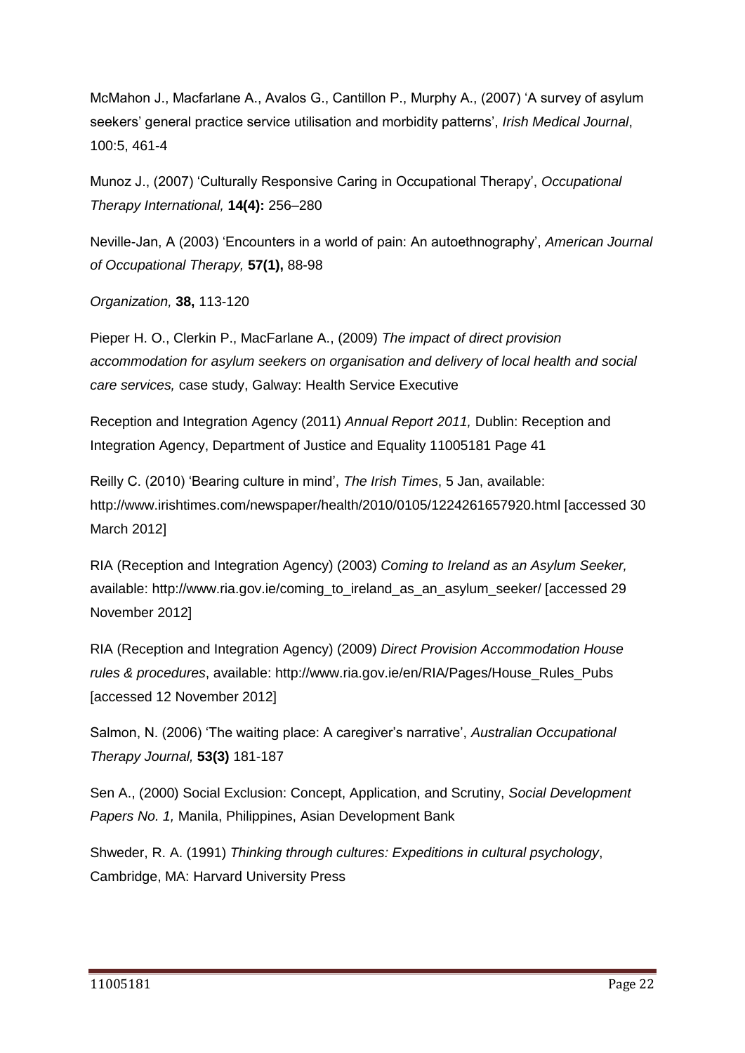McMahon J., Macfarlane A., Avalos G., Cantillon P., Murphy A., (2007) 'A survey of asylum seekers' general practice service utilisation and morbidity patterns', *Irish Medical Journal*, 100:5, 461-4

Munoz J., (2007) 'Culturally Responsive Caring in Occupational Therapy', *Occupational Therapy International,* **14(4):** 256–280

Neville-Jan, A (2003) 'Encounters in a world of pain: An autoethnography', *American Journal of Occupational Therapy,* **57(1),** 88-98

*Organization,* **38,** 113-120

Pieper H. O., Clerkin P., MacFarlane A., (2009) *The impact of direct provision accommodation for asylum seekers on organisation and delivery of local health and social care services,* case study, Galway: Health Service Executive

Reception and Integration Agency (2011) *Annual Report 2011,* Dublin: Reception and Integration Agency, Department of Justice and Equality 11005181 Page 41

Reilly C. (2010) 'Bearing culture in mind', *The Irish Times*, 5 Jan, available: http://www.irishtimes.com/newspaper/health/2010/0105/1224261657920.html [accessed 30 March 2012]

RIA (Reception and Integration Agency) (2003) *Coming to Ireland as an Asylum Seeker,* available: http://www.ria.gov.ie/coming_to_ireland_as_an_asylum_seeker/ [accessed 29 November 2012]

RIA (Reception and Integration Agency) (2009) *Direct Provision Accommodation House rules & procedures*, available: http://www.ria.gov.ie/en/RIA/Pages/House_Rules_Pubs [accessed 12 November 2012]

Salmon, N. (2006) 'The waiting place: A caregiver's narrative', *Australian Occupational Therapy Journal,* **53(3)** 181-187

Sen A., (2000) Social Exclusion: Concept, Application, and Scrutiny, *Social Development Papers No. 1,* Manila, Philippines, Asian Development Bank

Shweder, R. A. (1991) *Thinking through cultures: Expeditions in cultural psychology*, Cambridge, MA: Harvard University Press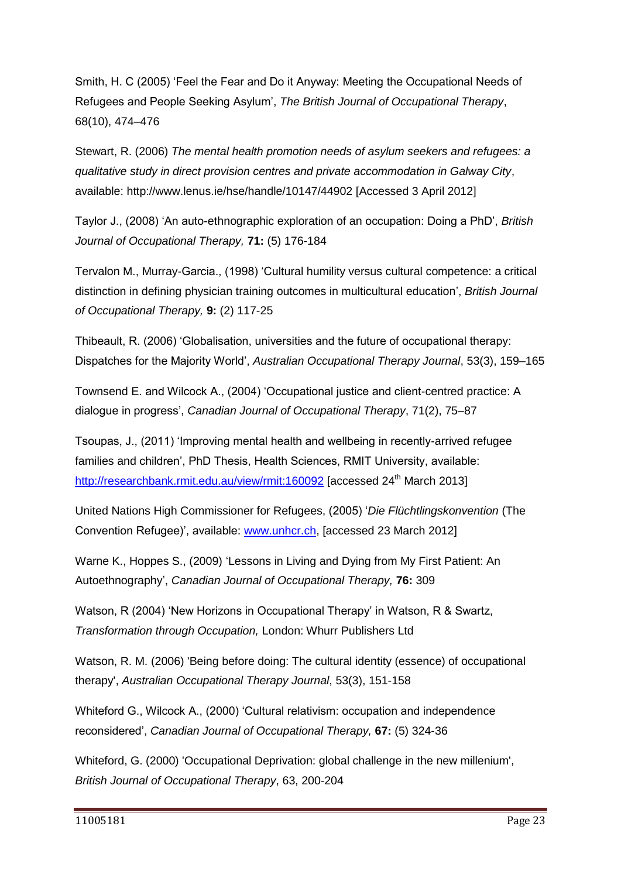Smith, H. C (2005) 'Feel the Fear and Do it Anyway: Meeting the Occupational Needs of Refugees and People Seeking Asylum', *The British Journal of Occupational Therapy*, 68(10), 474–476

Stewart, R. (2006) *The mental health promotion needs of asylum seekers and refugees: a qualitative study in direct provision centres and private accommodation in Galway City*, available: http://www.lenus.ie/hse/handle/10147/44902 [Accessed 3 April 2012]

Taylor J., (2008) 'An auto-ethnographic exploration of an occupation: Doing a PhD', *British Journal of Occupational Therapy,* **71:** (5) 176-184

Tervalon M., Murray-Garcia., (1998) 'Cultural humility versus cultural competence: a critical distinction in defining physician training outcomes in multicultural education', *British Journal of Occupational Therapy,* **9:** (2) 117-25

Thibeault, R. (2006) 'Globalisation, universities and the future of occupational therapy: Dispatches for the Majority World', *Australian Occupational Therapy Journal*, 53(3), 159–165

Townsend E. and Wilcock A., (2004) 'Occupational justice and client-centred practice: A dialogue in progress', *Canadian Journal of Occupational Therapy*, 71(2), 75–87

Tsoupas, J., (2011) 'Improving mental health and wellbeing in recently-arrived refugee families and children', PhD Thesis, Health Sciences, RMIT University, available: http://researchbank.rmit.edu.au/view/rmit:160092 [accessed 24th March 2013]

United Nations High Commissioner for Refugees, (2005) '*Die Flüchtlingskonvention* (The Convention Refugee)', available: www.unhcr.ch, [accessed 23 March 2012]

Warne K., Hoppes S., (2009) 'Lessons in Living and Dying from My First Patient: An Autoethnography', *Canadian Journal of Occupational Therapy,* **76:** 309

Watson, R (2004) 'New Horizons in Occupational Therapy' in Watson, R & Swartz, *Transformation through Occupation,* London: Whurr Publishers Ltd

Watson, R. M. (2006) 'Being before doing: The cultural identity (essence) of occupational therapy', *Australian Occupational Therapy Journal*, 53(3), 151-158

Whiteford G., Wilcock A., (2000) 'Cultural relativism: occupation and independence reconsidered', *Canadian Journal of Occupational Therapy,* **67:** (5) 324-36

Whiteford, G. (2000) 'Occupational Deprivation: global challenge in the new millenium', *British Journal of Occupational Therapy*, 63, 200-204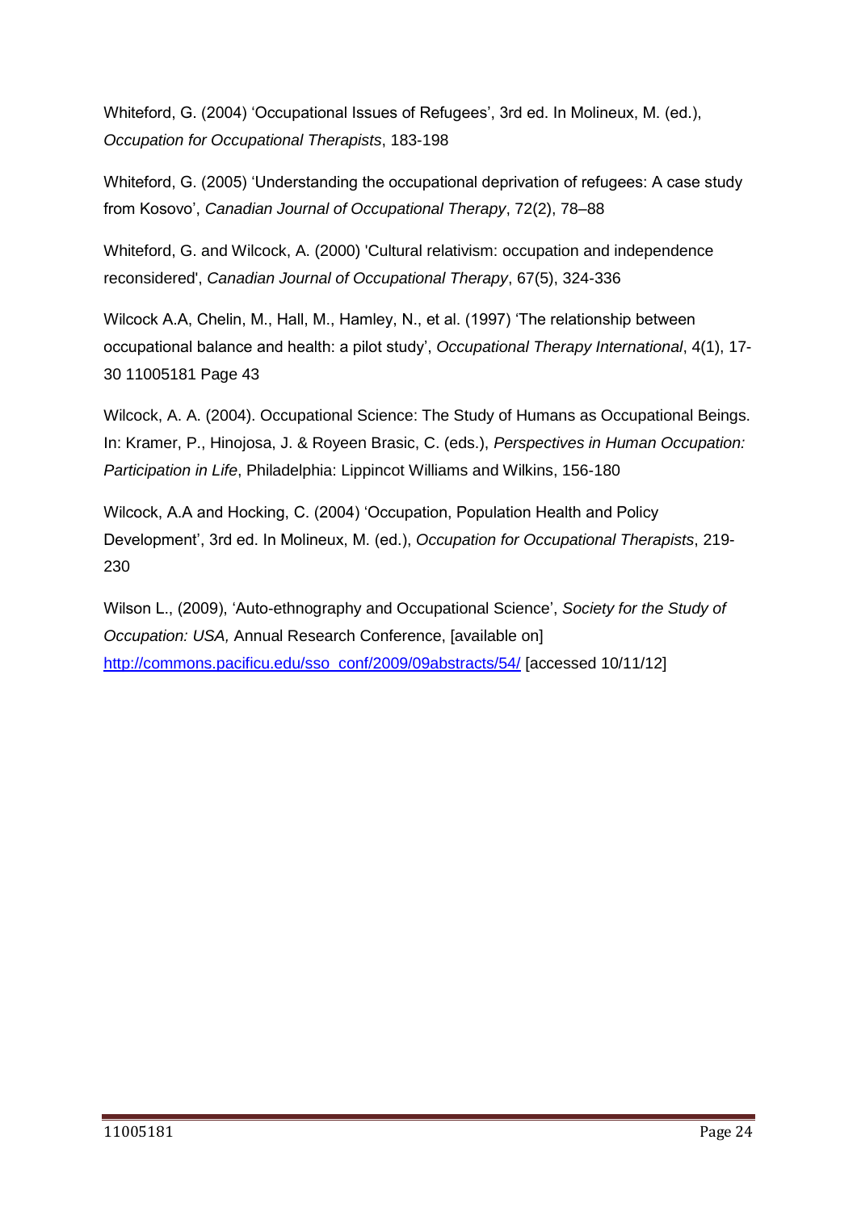Whiteford, G. (2004) 'Occupational Issues of Refugees', 3rd ed. In Molineux, M. (ed.), *Occupation for Occupational Therapists*, 183-198

Whiteford, G. (2005) 'Understanding the occupational deprivation of refugees: A case study from Kosovo', *Canadian Journal of Occupational Therapy*, 72(2), 78–88

Whiteford, G. and Wilcock, A. (2000) 'Cultural relativism: occupation and independence reconsidered', *Canadian Journal of Occupational Therapy*, 67(5), 324-336

Wilcock A.A, Chelin, M., Hall, M., Hamley, N., et al. (1997) 'The relationship between occupational balance and health: a pilot study', *Occupational Therapy International*, 4(1), 17-30 11005181 Page 43

Wilcock, A. A. (2004). Occupational Science: The Study of Humans as Occupational Beings. In: Kramer, P., Hinojosa, J. & Royeen Brasic, C. (eds.), *Perspectives in Human Occupation: Participation in Life*, Philadelphia: Lippincot Williams and Wilkins, 156-180

Wilcock, A.A and Hocking, C. (2004) 'Occupation, Population Health and Policy Development', 3rd ed. In Molineux, M. (ed.), *Occupation for Occupational Therapists*, 219-230

Wilson L., (2009), 'Auto-ethnography and Occupational Science', *Society for the Study of Occupation: USA,* Annual Research Conference, [available on] http://commons.pacificu.edu/sso_conf/2009/09abstracts/54/ [accessed 10/11/12]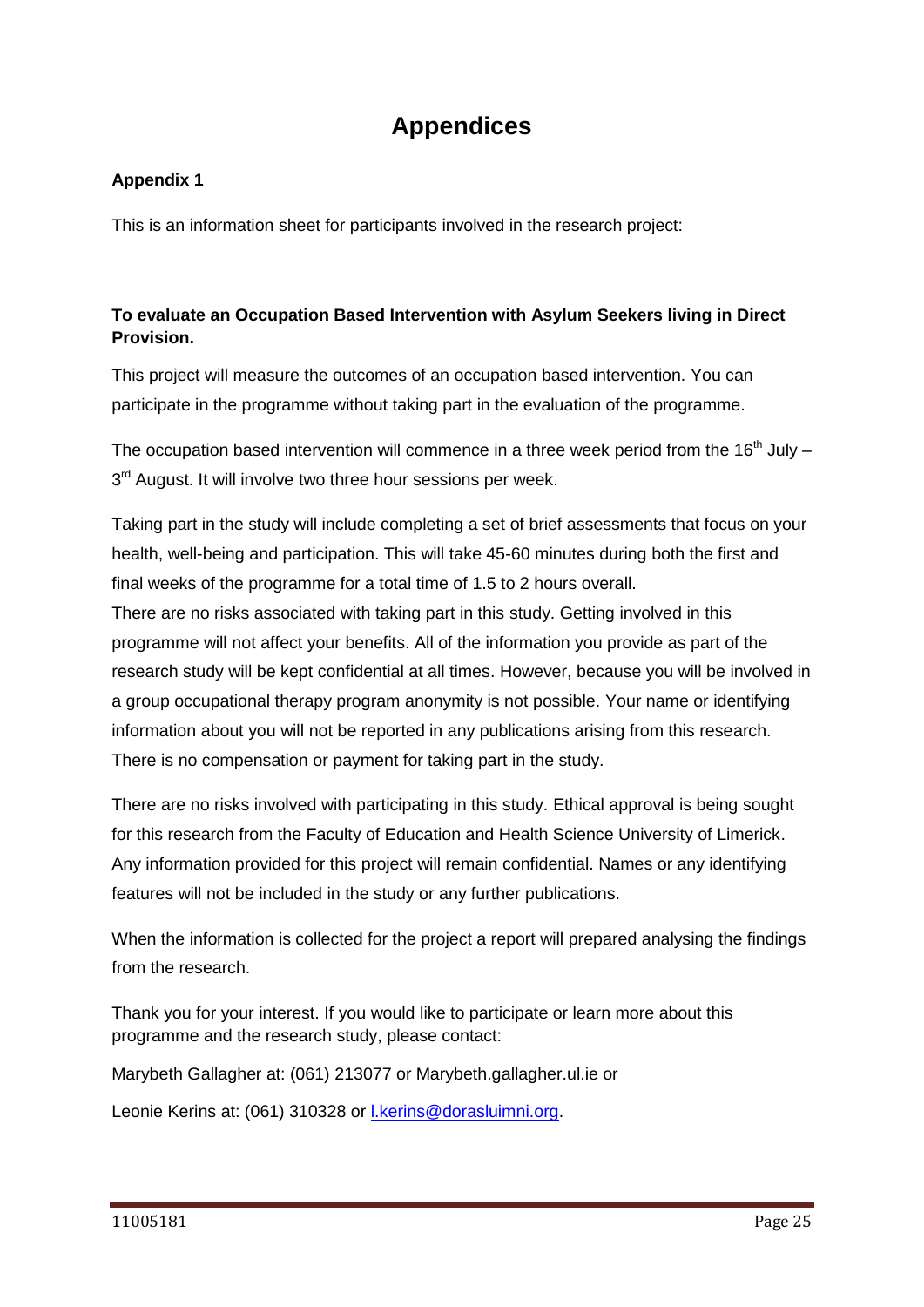# Appendices

**Appendix 1**

This is an information sheet for participants involved in the research project:

**To evaluate an Occupation Based Intervention with Asylum Seekers living in Direct Provision.**

This project will measure the outcomes of an occupation based intervention. You can participate in the programme without taking part in the evaluation of the programme.

The occupation based intervention will commence in a three week period from the 16th July – 3rd August. It will involve two three hour sessions per week.

Taking part in the study will include completing a set of brief assessments that focus on your health, well-being and participation. This will take 45-60 minutes during both the first and final weeks of the programme for a total time of 1.5 to 2 hours overall.
There are no risks associated with taking part in this study. Getting involved in this programme will not affect your benefits. All of the information you provide as part of the research study will be kept confidential at all times. However, because you will be involved in a group occupational therapy program anonymity is not possible. Your name or identifying information about you will not be reported in any publications arising from this research. There is no compensation or payment for taking part in the study.

There are no risks involved with participating in this study. Ethical approval is being sought for this research from the Faculty of Education and Health Science University of Limerick. Any information provided for this project will remain confidential. Names or any identifying features will not be included in the study or any further publications.

When the information is collected for the project a report will prepared analysing the findings from the research.

Thank you for your interest. If you would like to participate or learn more about this programme and the research study, please contact:

Marybeth Gallagher at: (061) 213077 or Marybeth.gallagher.ul.ie or

Leonie Kerins at: (061) 310328 or l.kerins@dorasluimni.org.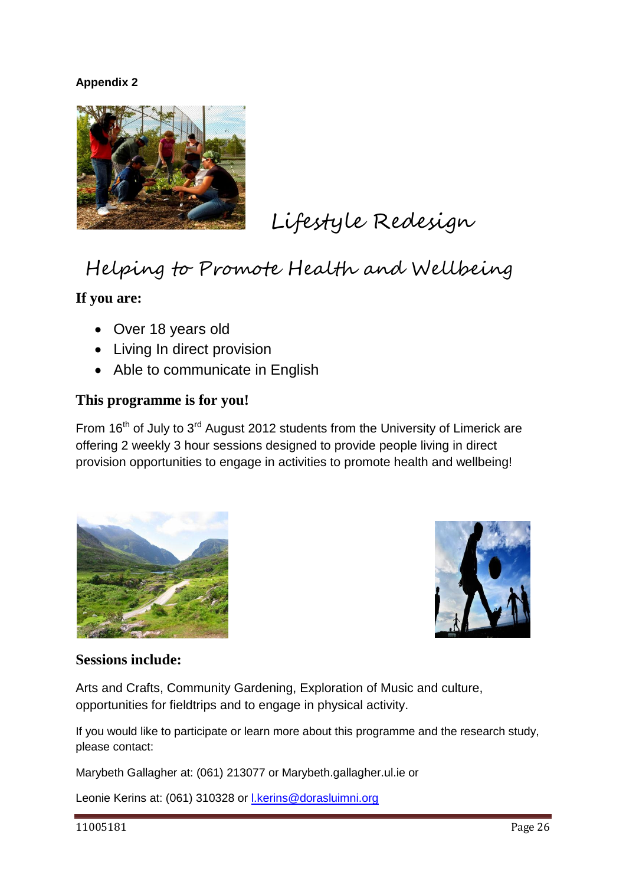**Appendix 2**

# Lifestyle Redesign

## Helping to Promote Health and Wellbeing

**If you are:**

- Over 18 years old
- Living In direct provision
- Able to communicate in English

**This programme is for you!**

From 16th of July to 3rd August 2012 students from the University of Limerick are offering 2 weekly 3 hour sessions designed to provide people living in direct provision opportunities to engage in activities to promote health and wellbeing!

**Sessions include:**

Arts and Crafts, Community Gardening, Exploration of Music and culture, opportunities for fieldtrips and to engage in physical activity.

If you would like to participate or learn more about this programme and the research study, please contact:

Marybeth Gallagher at: (061) 213077 or Marybeth.gallagher.ul.ie or

Leonie Kerins at: (061) 310328 or l.kerins@dorasluimni.org